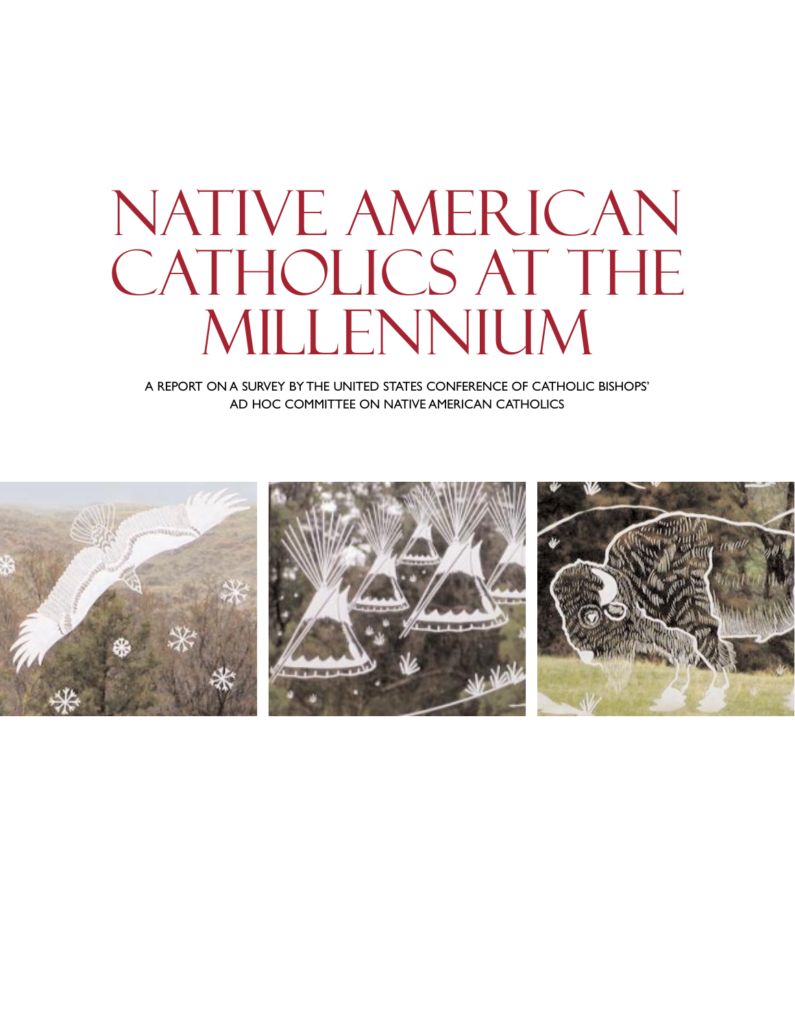# NATIVE AMERICAN CATHOLICS AT THE MILLENNIUM

A REPORT ON A SURVEY BY THE UNITED STATES CONFERENCE OF CATHOLIC BISHOPS' AD HOC COMMITTEE ON NATIVE AMERICAN CATHOLICS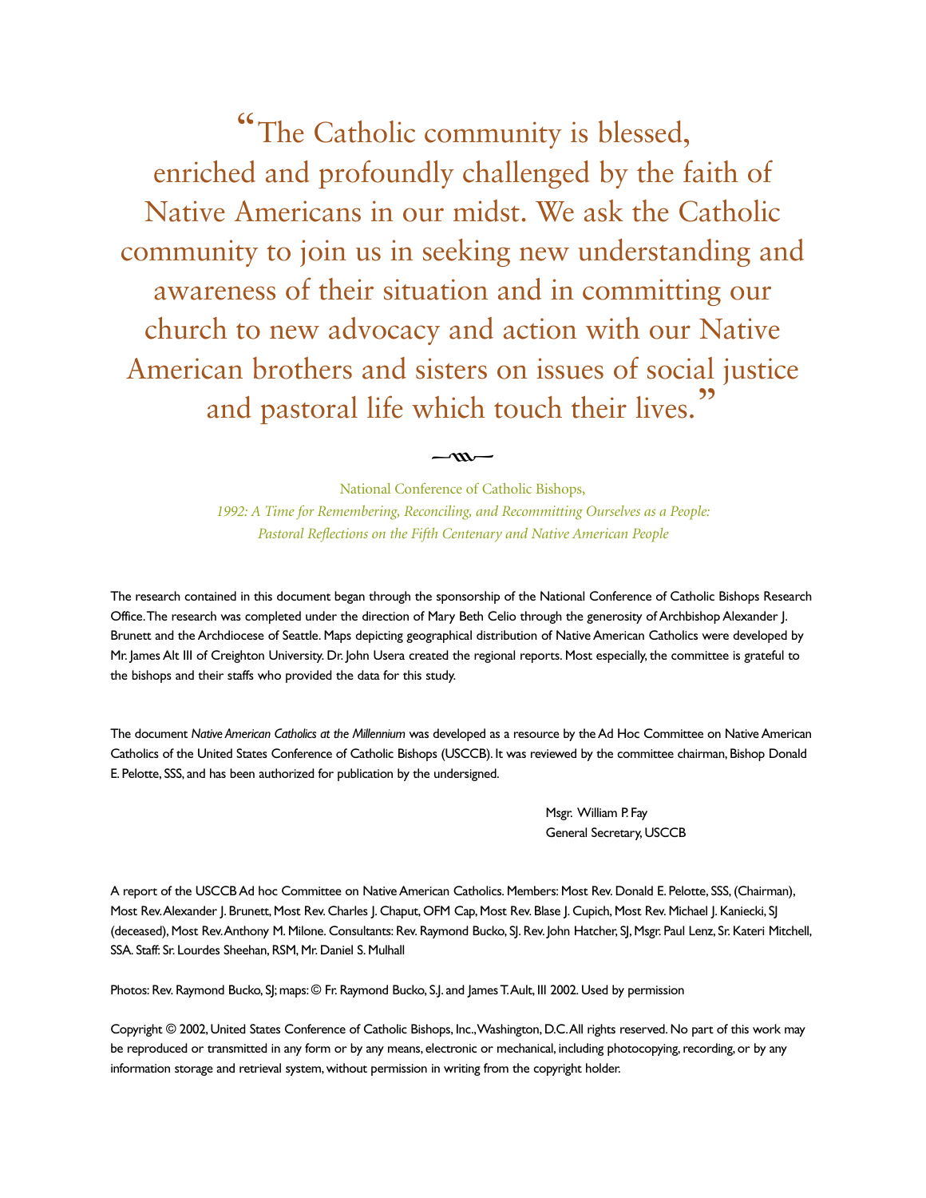"The Catholic community is blessed, enriched and profoundly challenged by the faith of Native Americans in our midst. We ask the Catholic community to join us in seeking new understanding and awareness of their situation and in committing our church to new advocacy and action with our Native American brothers and sisters on issues of social justice and pastoral life which touch their lives."

National Conference of Catholic Bishops,
*1992: A Time for Remembering, Reconciling, and Recommitting Ourselves as a People: Pastoral Reflections on the Fifth Centenary and Native American People*

The research contained in this document began through the sponsorship of the National Conference of Catholic Bishops Research Office. The research was completed under the direction of Mary Beth Celio through the generosity of Archbishop Alexander J. Brunett and the Archdiocese of Seattle. Maps depicting geographical distribution of Native American Catholics were developed by Mr. James Alt III of Creighton University. Dr. John Usera created the regional reports. Most especially, the committee is grateful to the bishops and their staffs who provided the data for this study.

The document *Native American Catholics at the Millennium* was developed as a resource by the Ad Hoc Committee on Native American Catholics of the United States Conference of Catholic Bishops (USCCB). It was reviewed by the committee chairman, Bishop Donald E. Pelotte, SSS, and has been authorized for publication by the undersigned.

Msgr. William P. Fay
General Secretary, USCCB

A report of the USCCB Ad hoc Committee on Native American Catholics. Members: Most Rev. Donald E. Pelotte, SSS, (Chairman), Most Rev. Alexander J. Brunett, Most Rev. Charles J. Chaput, OFM Cap, Most Rev. Blase J. Cupich, Most Rev. Michael J. Kaniecki, SJ (deceased), Most Rev. Anthony M. Milone. Consultants: Rev. Raymond Bucko, SJ. Rev. John Hatcher, SJ, Msgr. Paul Lenz, Sr. Kateri Mitchell, SSA. Staff: Sr. Lourdes Sheehan, RSM, Mr. Daniel S. Mulhall

Photos: Rev. Raymond Bucko, SJ; maps: © Fr. Raymond Bucko, S.J. and James T. Ault, III 2002. Used by permission

Copyright © 2002, United States Conference of Catholic Bishops, Inc., Washington, D.C. All rights reserved. No part of this work may be reproduced or transmitted in any form or by any means, electronic or mechanical, including photocopying, recording, or by any information storage and retrieval system, without permission in writing from the copyright holder.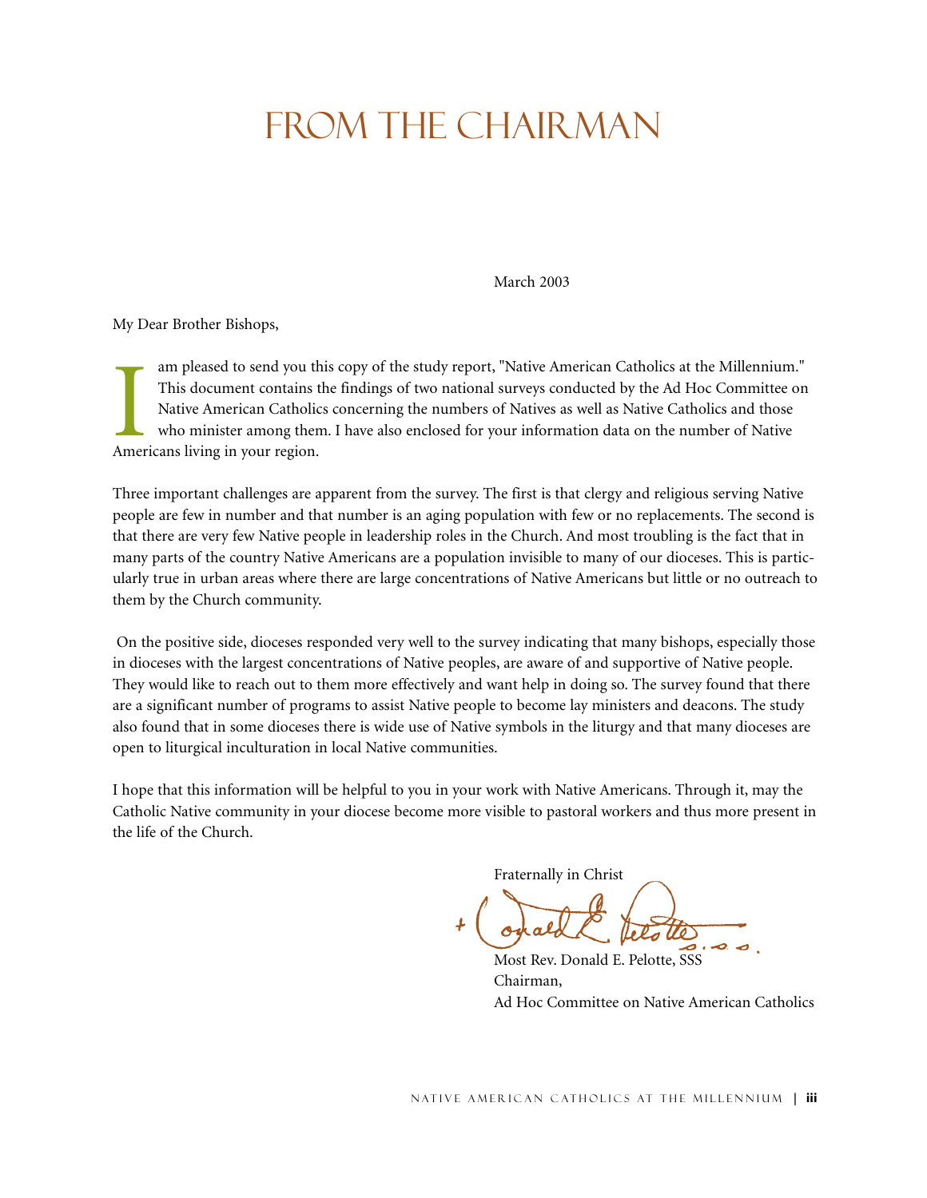# FROM THE CHAIRMAN

March 2003

My Dear Brother Bishops,

I am pleased to send you this copy of the study report, "Native American Catholics at the Millennium." This document contains the findings of two national surveys conducted by the Ad Hoc Committee on Native American Catholics concerning the numbers of Natives as well as Native Catholics and those who minister among them. I have also enclosed for your information data on the number of Native Americans living in your region.

Three important challenges are apparent from the survey. The first is that clergy and religious serving Native people are few in number and that number is an aging population with few or no replacements. The second is that there are very few Native people in leadership roles in the Church. And most troubling is the fact that in many parts of the country Native Americans are a population invisible to many of our dioceses. This is particularly true in urban areas where there are large concentrations of Native Americans but little or no outreach to them by the Church community.

On the positive side, dioceses responded very well to the survey indicating that many bishops, especially those in dioceses with the largest concentrations of Native peoples, are aware of and supportive of Native people. They would like to reach out to them more effectively and want help in doing so. The survey found that there are a significant number of programs to assist Native people to become lay ministers and deacons. The study also found that in some dioceses there is wide use of Native symbols in the liturgy and that many dioceses are open to liturgical inculturation in local Native communities.

I hope that this information will be helpful to you in your work with Native Americans. Through it, may the Catholic Native community in your diocese become more visible to pastoral workers and thus more present in the life of the Church.

Fraternally in Christ

+ Donald E. Pelotte, S.S.S.

Most Rev. Donald E. Pelotte, SSS
Chairman,
Ad Hoc Committee on Native American Catholics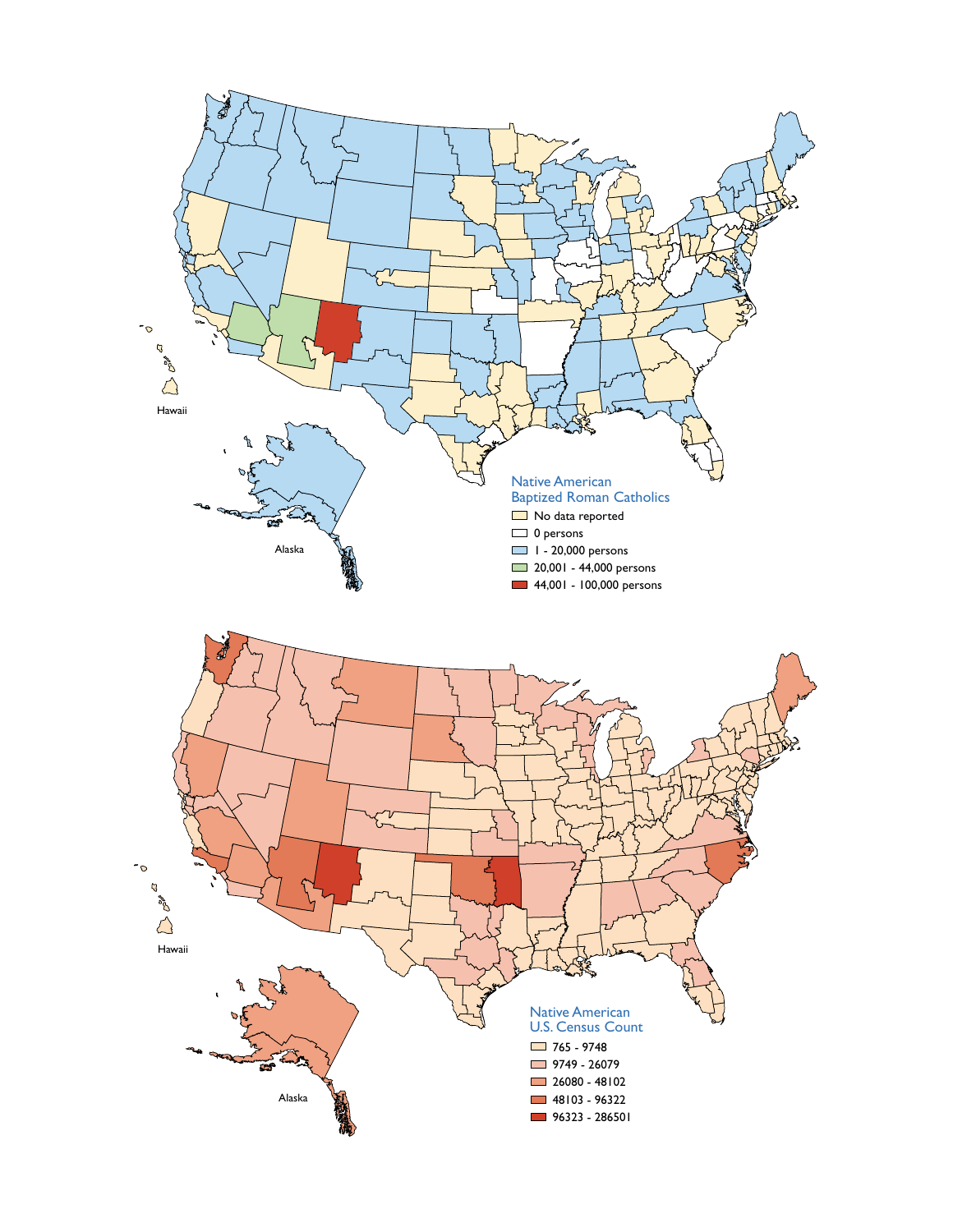Hawaii

Alaska

Native American
Baptized Roman Catholics

- No data reported
- 0 persons
- 1 - 20,000 persons
- 20,001 - 44,000 persons
- 44,001 - 100,000 persons

Hawaii

Alaska

Native American
U.S. Census Count

- 765 - 9748
- 9749 - 26079
- 26080 - 48102
- 48103 - 96322
- 96323 - 286501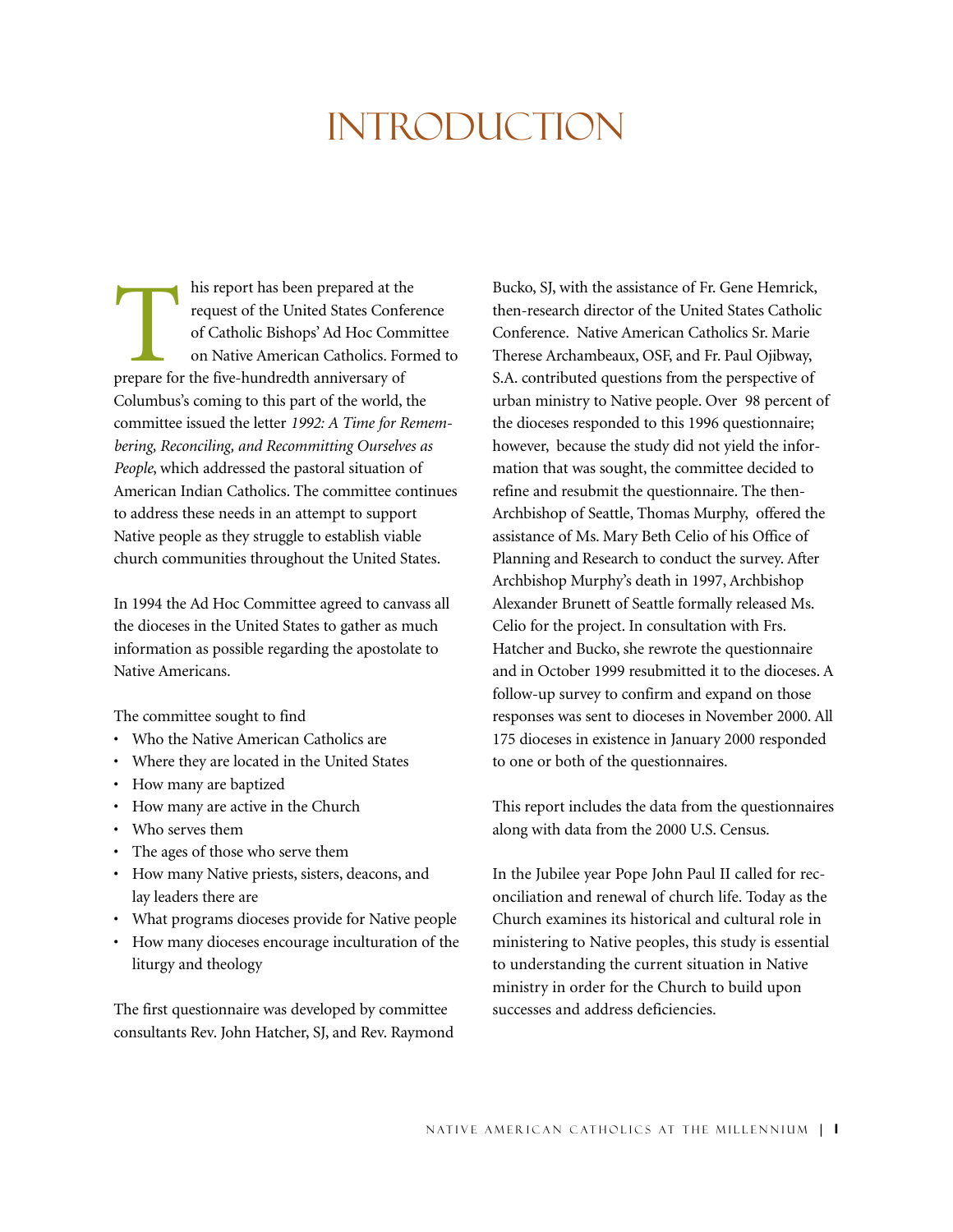# Introduction

This report has been prepared at the request of the United States Conference of Catholic Bishops' Ad Hoc Committee on Native American Catholics. Formed to prepare for the five-hundredth anniversary of Columbus's coming to this part of the world, the committee issued the letter *1992: A Time for Remembering, Reconciling, and Recommitting Ourselves as People*, which addressed the pastoral situation of American Indian Catholics. The committee continues to address these needs in an attempt to support Native people as they struggle to establish viable church communities throughout the United States.

In 1994 the Ad Hoc Committee agreed to canvass all the dioceses in the United States to gather as much information as possible regarding the apostolate to Native Americans.

The committee sought to find

- Who the Native American Catholics are
- Where they are located in the United States
- How many are baptized
- How many are active in the Church
- Who serves them
- The ages of those who serve them
- How many Native priests, sisters, deacons, and lay leaders there are
- What programs dioceses provide for Native people
- How many dioceses encourage inculturation of the liturgy and theology

The first questionnaire was developed by committee consultants Rev. John Hatcher, SJ, and Rev. Raymond Bucko, SJ, with the assistance of Fr. Gene Hemrick, then-research director of the United States Catholic Conference. Native American Catholics Sr. Marie Therese Archambeaux, OSF, and Fr. Paul Ojibway, S.A. contributed questions from the perspective of urban ministry to Native people. Over 98 percent of the dioceses responded to this 1996 questionnaire; however, because the study did not yield the information that was sought, the committee decided to refine and resubmit the questionnaire. The then-Archbishop of Seattle, Thomas Murphy, offered the assistance of Ms. Mary Beth Celio of his Office of Planning and Research to conduct the survey. After Archbishop Murphy's death in 1997, Archbishop Alexander Brunett of Seattle formally released Ms. Celio for the project. In consultation with Frs. Hatcher and Bucko, she rewrote the questionnaire and in October 1999 resubmitted it to the dioceses. A follow-up survey to confirm and expand on those responses was sent to dioceses in November 2000. All 175 dioceses in existence in January 2000 responded to one or both of the questionnaires.

This report includes the data from the questionnaires along with data from the 2000 U.S. Census.

In the Jubilee year Pope John Paul II called for reconciliation and renewal of church life. Today as the Church examines its historical and cultural role in ministering to Native peoples, this study is essential to understanding the current situation in Native ministry in order for the Church to build upon successes and address deficiencies.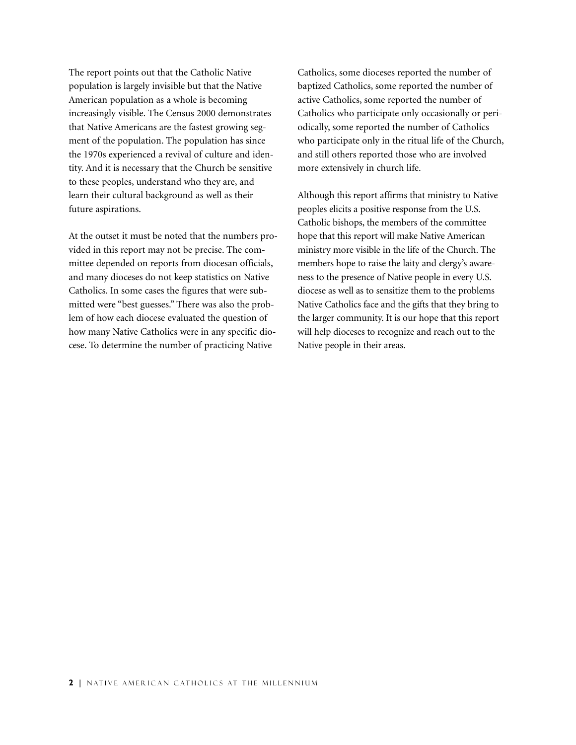The report points out that the Catholic Native population is largely invisible but that the Native American population as a whole is becoming increasingly visible. The Census 2000 demonstrates that Native Americans are the fastest growing segment of the population. The population has since the 1970s experienced a revival of culture and identity. And it is necessary that the Church be sensitive to these peoples, understand who they are, and learn their cultural background as well as their future aspirations.

At the outset it must be noted that the numbers provided in this report may not be precise. The committee depended on reports from diocesan officials, and many dioceses do not keep statistics on Native Catholics. In some cases the figures that were submitted were "best guesses." There was also the problem of how each diocese evaluated the question of how many Native Catholics were in any specific diocese. To determine the number of practicing Native Catholics, some dioceses reported the number of baptized Catholics, some reported the number of active Catholics, some reported the number of Catholics who participate only occasionally or periodically, some reported the number of Catholics who participate only in the ritual life of the Church, and still others reported those who are involved more extensively in church life.

Although this report affirms that ministry to Native peoples elicits a positive response from the U.S. Catholic bishops, the members of the committee hope that this report will make Native American ministry more visible in the life of the Church. The members hope to raise the laity and clergy's awareness to the presence of Native people in every U.S. diocese as well as to sensitize them to the problems Native Catholics face and the gifts that they bring to the larger community. It is our hope that this report will help dioceses to recognize and reach out to the Native people in their areas.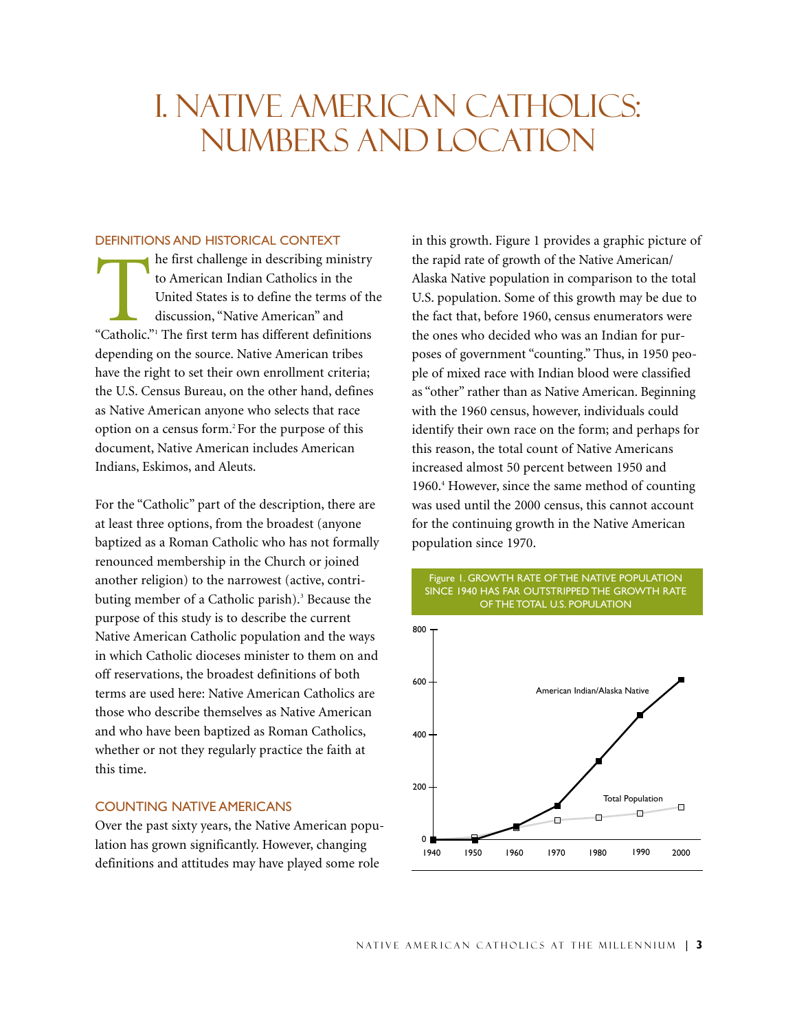# I. NATIVE AMERICAN CATHOLICS: NUMBERS AND LOCATION

## DEFINITIONS AND HISTORICAL CONTEXT

The first challenge in describing ministry to American Indian Catholics in the United States is to define the terms of the discussion, "Native American" and "Catholic."[1] The first term has different definitions depending on the source. Native American tribes have the right to set their own enrollment criteria; the U.S. Census Bureau, on the other hand, defines as Native American anyone who selects that race option on a census form.[2] For the purpose of this document, Native American includes American Indians, Eskimos, and Aleuts.

For the "Catholic" part of the description, there are at least three options, from the broadest (anyone baptized as a Roman Catholic who has not formally renounced membership in the Church or joined another religion) to the narrowest (active, contributing member of a Catholic parish).[3] Because the purpose of this study is to describe the current Native American Catholic population and the ways in which Catholic dioceses minister to them on and off reservations, the broadest definitions of both terms are used here: Native American Catholics are those who describe themselves as Native American and who have been baptized as Roman Catholics, whether or not they regularly practice the faith at this time.

## COUNTING NATIVE AMERICANS

Over the past sixty years, the Native American population has grown significantly. However, changing definitions and attitudes may have played some role in this growth. Figure 1 provides a graphic picture of the rapid rate of growth of the Native American/Alaska Native population in comparison to the total U.S. population. Some of this growth may be due to the fact that, before 1960, census enumerators were the ones who decided who was an Indian for purposes of government "counting." Thus, in 1950 people of mixed race with Indian blood were classified as "other" rather than as Native American. Beginning with the 1960 census, however, individuals could identify their own race on the form; and perhaps for this reason, the total count of Native Americans increased almost 50 percent between 1950 and 1960.[4] However, since the same method of counting was used until the 2000 census, this cannot account for the continuing growth in the Native American population since 1970.

Figure 1. GROWTH RATE OF THE NATIVE POPULATION SINCE 1940 HAS FAR OUTSTRIPPED THE GROWTH RATE OF THE TOTAL U.S. POPULATION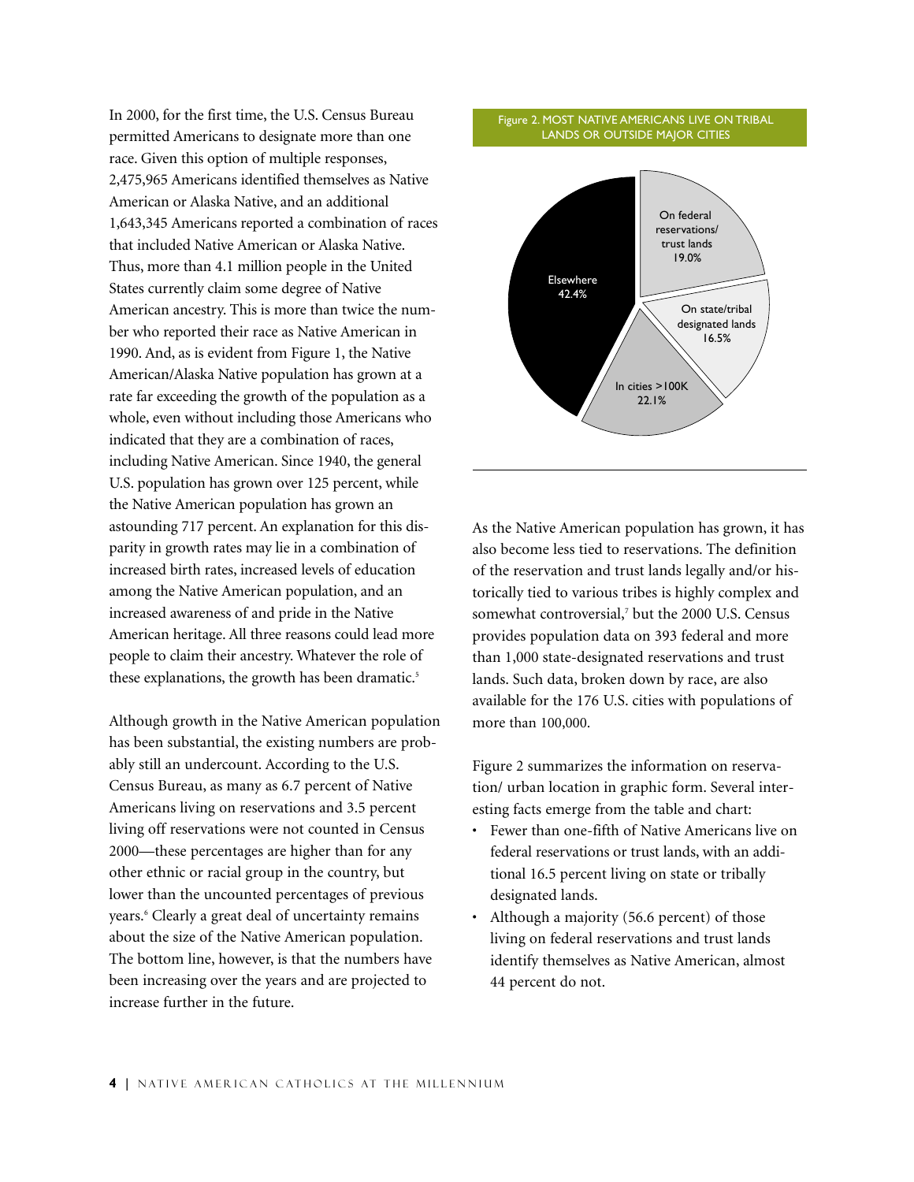In 2000, for the first time, the U.S. Census Bureau permitted Americans to designate more than one race. Given this option of multiple responses, 2,475,965 Americans identified themselves as Native American or Alaska Native, and an additional 1,643,345 Americans reported a combination of races that included Native American or Alaska Native. Thus, more than 4.1 million people in the United States currently claim some degree of Native American ancestry. This is more than twice the number who reported their race as Native American in 1990. And, as is evident from Figure 1, the Native American/Alaska Native population has grown at a rate far exceeding the growth of the population as a whole, even without including those Americans who indicated that they are a combination of races, including Native American. Since 1940, the general U.S. population has grown over 125 percent, while the Native American population has grown an astounding 717 percent. An explanation for this disparity in growth rates may lie in a combination of increased birth rates, increased levels of education among the Native American population, and an increased awareness of and pride in the Native American heritage. All three reasons could lead more people to claim their ancestry. Whatever the role of these explanations, the growth has been dramatic.[5]

Although growth in the Native American population has been substantial, the existing numbers are probably still an undercount. According to the U.S. Census Bureau, as many as 6.7 percent of Native Americans living on reservations and 3.5 percent living off reservations were not counted in Census 2000—these percentages are higher than for any other ethnic or racial group in the country, but lower than the uncounted percentages of previous years.[6] Clearly a great deal of uncertainty remains about the size of the Native American population. The bottom line, however, is that the numbers have been increasing over the years and are projected to increase further in the future.

Figure 2. MOST NATIVE AMERICANS LIVE ON TRIBAL LANDS OR OUTSIDE MAJOR CITIES

| Location | Percent |
|---|---|
| On federal reservations/ trust lands | 19.0% |
| On state/tribal designated lands | 16.5% |
| In cities >100K | 22.1% |
| Elsewhere | 42.4% |

As the Native American population has grown, it has also become less tied to reservations. The definition of the reservation and trust lands legally and/or historically tied to various tribes is highly complex and somewhat controversial,[7] but the 2000 U.S. Census provides population data on 393 federal and more than 1,000 state-designated reservations and trust lands. Such data, broken down by race, are also available for the 176 U.S. cities with populations of more than 100,000.

Figure 2 summarizes the information on reservation/ urban location in graphic form. Several interesting facts emerge from the table and chart:

- Fewer than one-fifth of Native Americans live on federal reservations or trust lands, with an additional 16.5 percent living on state or tribally designated lands.
- Although a majority (56.6 percent) of those living on federal reservations and trust lands identify themselves as Native American, almost 44 percent do not.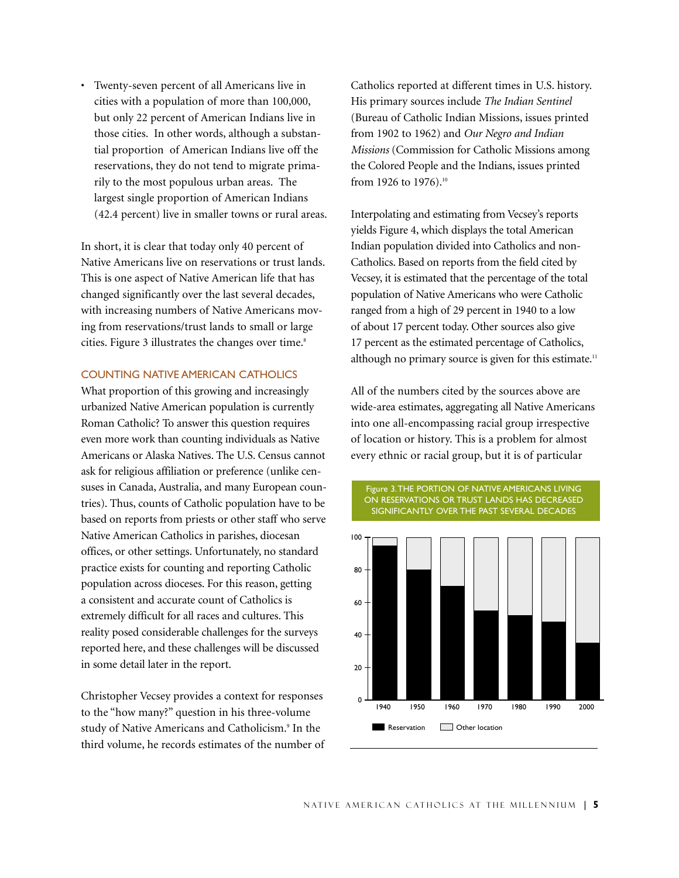- Twenty-seven percent of all Americans live in cities with a population of more than 100,000, but only 22 percent of American Indians live in those cities. In other words, although a substantial proportion of American Indians live off the reservations, they do not tend to migrate primarily to the most populous urban areas. The largest single proportion of American Indians (42.4 percent) live in smaller towns or rural areas.

In short, it is clear that today only 40 percent of Native Americans live on reservations or trust lands. This is one aspect of Native American life that has changed significantly over the last several decades, with increasing numbers of Native Americans moving from reservations/trust lands to small or large cities. Figure 3 illustrates the changes over time.[8]

## COUNTING NATIVE AMERICAN CATHOLICS

What proportion of this growing and increasingly urbanized Native American population is currently Roman Catholic? To answer this question requires even more work than counting individuals as Native Americans or Alaska Natives. The U.S. Census cannot ask for religious affiliation or preference (unlike censuses in Canada, Australia, and many European countries). Thus, counts of Catholic population have to be based on reports from priests or other staff who serve Native American Catholics in parishes, diocesan offices, or other settings. Unfortunately, no standard practice exists for counting and reporting Catholic population across dioceses. For this reason, getting a consistent and accurate count of Catholics is extremely difficult for all races and cultures. This reality posed considerable challenges for the surveys reported here, and these challenges will be discussed in some detail later in the report.

Christopher Vecsey provides a context for responses to the "how many?" question in his three-volume study of Native Americans and Catholicism.[9] In the third volume, he records estimates of the number of Catholics reported at different times in U.S. history. His primary sources include *The Indian Sentinel* (Bureau of Catholic Indian Missions, issues printed from 1902 to 1962) and *Our Negro and Indian Missions* (Commission for Catholic Missions among the Colored People and the Indians, issues printed from 1926 to 1976).[10]

Interpolating and estimating from Vecsey's reports yields Figure 4, which displays the total American Indian population divided into Catholics and non-Catholics. Based on reports from the field cited by Vecsey, it is estimated that the percentage of the total population of Native Americans who were Catholic ranged from a high of 29 percent in 1940 to a low of about 17 percent today. Other sources also give 17 percent as the estimated percentage of Catholics, although no primary source is given for this estimate.[11]

All of the numbers cited by the sources above are wide-area estimates, aggregating all Native Americans into one all-encompassing racial group irrespective of location or history. This is a problem for almost every ethnic or racial group, but it is of particular

Figure 3. THE PORTION OF NATIVE AMERICANS LIVING ON RESERVATIONS OR TRUST LANDS HAS DECREASED SIGNIFICANTLY OVER THE PAST SEVERAL DECADES

| Year | Reservation (approx. %) | Other location (approx. %) |
|---|---|---|
| 1940 | 95 | 5 |
| 1950 | 80 | 20 |
| 1960 | 70 | 30 |
| 1970 | 55 | 45 |
| 1980 | 52 | 48 |
| 1990 | 48 | 52 |
| 2000 | 35 | 65 |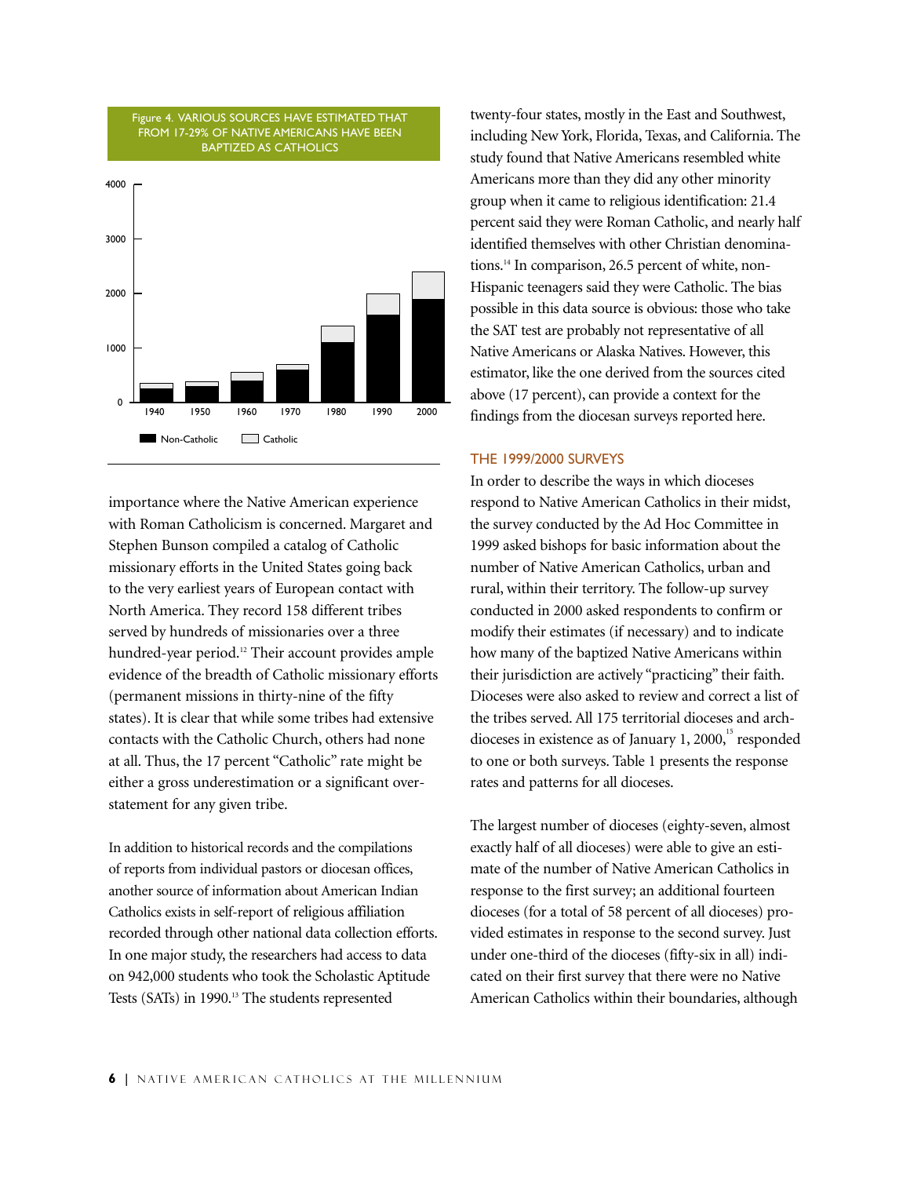Figure 4. VARIOUS SOURCES HAVE ESTIMATED THAT FROM 17-29% OF NATIVE AMERICANS HAVE BEEN BAPTIZED AS CATHOLICS

importance where the Native American experience with Roman Catholicism is concerned. Margaret and Stephen Bunson compiled a catalog of Catholic missionary efforts in the United States going back to the very earliest years of European contact with North America. They record 158 different tribes served by hundreds of missionaries over a three hundred-year period.[12] Their account provides ample evidence of the breadth of Catholic missionary efforts (permanent missions in thirty-nine of the fifty states). It is clear that while some tribes had extensive contacts with the Catholic Church, others had none at all. Thus, the 17 percent "Catholic" rate might be either a gross underestimation or a significant overstatement for any given tribe.

In addition to historical records and the compilations of reports from individual pastors or diocesan offices, another source of information about American Indian Catholics exists in self-report of religious affiliation recorded through other national data collection efforts. In one major study, the researchers had access to data on 942,000 students who took the Scholastic Aptitude Tests (SATs) in 1990.[13] The students represented twenty-four states, mostly in the East and Southwest, including New York, Florida, Texas, and California. The study found that Native Americans resembled white Americans more than they did any other minority group when it came to religious identification: 21.4 percent said they were Roman Catholic, and nearly half identified themselves with other Christian denominations.[14] In comparison, 26.5 percent of white, non-Hispanic teenagers said they were Catholic. The bias possible in this data source is obvious: those who take the SAT test are probably not representative of all Native Americans or Alaska Natives. However, this estimator, like the one derived from the sources cited above (17 percent), can provide a context for the findings from the diocesan surveys reported here.

## THE 1999/2000 SURVEYS

In order to describe the ways in which dioceses respond to Native American Catholics in their midst, the survey conducted by the Ad Hoc Committee in 1999 asked bishops for basic information about the number of Native American Catholics, urban and rural, within their territory. The follow-up survey conducted in 2000 asked respondents to confirm or modify their estimates (if necessary) and to indicate how many of the baptized Native Americans within their jurisdiction are actively "practicing" their faith. Dioceses were also asked to review and correct a list of the tribes served. All 175 territorial dioceses and archdioceses in existence as of January 1, 2000,[15] responded to one or both surveys. Table 1 presents the response rates and patterns for all dioceses.

The largest number of dioceses (eighty-seven, almost exactly half of all dioceses) were able to give an estimate of the number of Native American Catholics in response to the first survey; an additional fourteen dioceses (for a total of 58 percent of all dioceses) provided estimates in response to the second survey. Just under one-third of the dioceses (fifty-six in all) indicated on their first survey that there were no Native American Catholics within their boundaries, although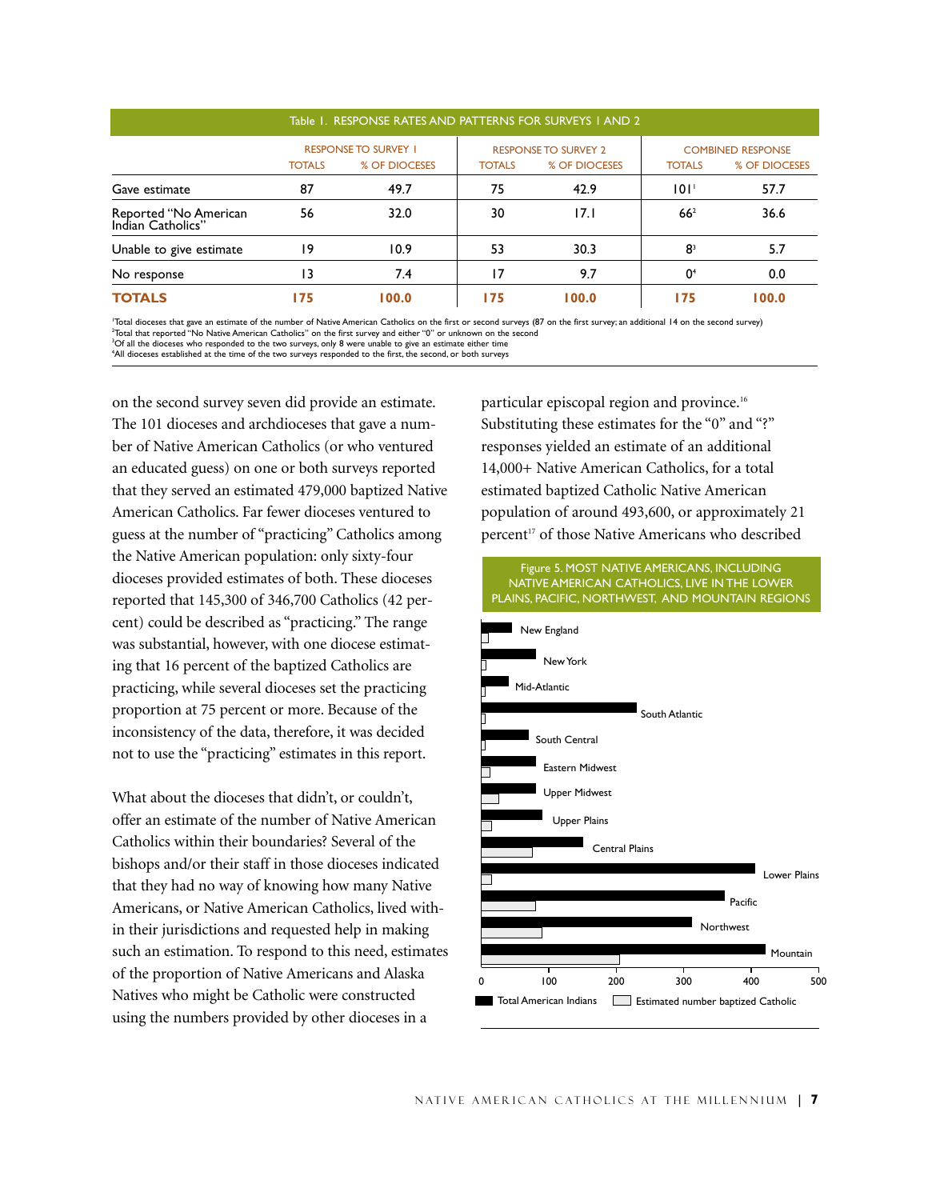Table 1. RESPONSE RATES AND PATTERNS FOR SURVEYS 1 AND 2

| | RESPONSE TO SURVEY 1 | | RESPONSE TO SURVEY 2 | | COMBINED RESPONSE | |
|---|---|---|---|---|---|---|
| | TOTALS | % OF DIOCESES | TOTALS | % OF DIOCESES | TOTALS | % OF DIOCESES |
| Gave estimate | 87 | 49.7 | 75 | 42.9 | 101[1] | 57.7 |
| Reported "No American Indian Catholics" | 56 | 32.0 | 30 | 17.1 | 66[2] | 36.6 |
| Unable to give estimate | 19 | 10.9 | 53 | 30.3 | 8[3] | 5.7 |
| No response | 13 | 7.4 | 17 | 9.7 | 0[4] | 0.0 |
| **TOTALS** | **175** | **100.0** | **175** | **100.0** | **175** | **100.0** |

[1]Total dioceses that gave an estimate of the number of Native American Catholics on the first or second surveys (87 on the first survey; an additional 14 on the second survey)
[2]Total that reported "No Native American Catholics" on the first survey and either "0" or unknown on the second
[3]Of all the dioceses who responded to the two surveys, only 8 were unable to give an estimate either time
[4]All dioceses established at the time of the two surveys responded to the first, the second, or both surveys

on the second survey seven did provide an estimate. The 101 dioceses and archdioceses that gave a number of Native American Catholics (or who ventured an educated guess) on one or both surveys reported that they served an estimated 479,000 baptized Native American Catholics. Far fewer dioceses ventured to guess at the number of "practicing" Catholics among the Native American population: only sixty-four dioceses provided estimates of both. These dioceses reported that 145,300 of 346,700 Catholics (42 percent) could be described as "practicing." The range was substantial, however, with one diocese estimating that 16 percent of the baptized Catholics are practicing, while several dioceses set the practicing proportion at 75 percent or more. Because of the inconsistency of the data, therefore, it was decided not to use the "practicing" estimates in this report.

What about the dioceses that didn't, or couldn't, offer an estimate of the number of Native American Catholics within their boundaries? Several of the bishops and/or their staff in those dioceses indicated that they had no way of knowing how many Native Americans, or Native American Catholics, lived within their jurisdictions and requested help in making such an estimation. To respond to this need, estimates of the proportion of Native Americans and Alaska Natives who might be Catholic were constructed using the numbers provided by other dioceses in a particular episcopal region and province.[16] Substituting these estimates for the "0" and "?" responses yielded an estimate of an additional 14,000+ Native American Catholics, for a total estimated baptized Catholic Native American population of around 493,600, or approximately 21 percent[17] of those Native Americans who described

Figure 5. MOST NATIVE AMERICANS, INCLUDING NATIVE AMERICAN CATHOLICS, LIVE IN THE LOWER PLAINS, PACIFIC, NORTHWEST, AND MOUNTAIN REGIONS

| Region | Total American Indians (approx.) | Estimated number baptized Catholic (approx.) |
|---|---|---|
| New England | 45 | 10 |
| New York | 80 | 7 |
| Mid-Atlantic | 40 | 5 |
| South Atlantic | 230 | 5 |
| South Central | 70 | 5 |
| Eastern Midwest | 80 | 12 |
| Upper Midwest | 80 | 25 |
| Upper Plains | 90 | 15 |
| Central Plains | 150 | 75 |
| Lower Plains | 405 | 15 |
| Pacific | 360 | 80 |
| Northwest | 310 | 90 |
| Mountain | 420 | 205 |

Total American Indians | Estimated number baptized Catholic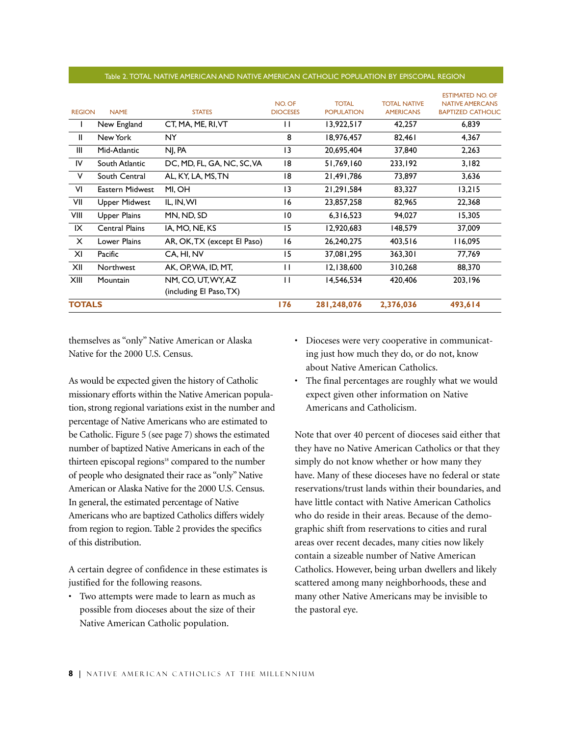Table 2. TOTAL NATIVE AMERICAN AND NATIVE AMERICAN CATHOLIC POPULATION BY EPISCOPAL REGION

| REGION | NAME | STATES | NO. OF DIOCESES | TOTAL POPULATION | TOTAL NATIVE AMERICANS | ESTIMATED NO. OF NATIVE AMERCANS BAPTIZED CATHOLIC |
|---|---|---|---|---|---|---|
| I | New England | CT, MA, ME, RI, VT | 11 | 13,922,517 | 42,257 | 6,839 |
| II | New York | NY | 8 | 18,976,457 | 82,461 | 4,367 |
| III | Mid-Atlantic | NJ, PA | 13 | 20,695,404 | 37,840 | 2,263 |
| IV | South Atlantic | DC, MD, FL, GA, NC, SC, VA | 18 | 51,769,160 | 233,192 | 3,182 |
| V | South Central | AL, KY, LA, MS, TN | 18 | 21,491,786 | 73,897 | 3,636 |
| VI | Eastern Midwest | MI, OH | 13 | 21,291,584 | 83,327 | 13,215 |
| VII | Upper Midwest | IL, IN, WI | 16 | 23,857,258 | 82,965 | 22,368 |
| VIII | Upper Plains | MN, ND, SD | 10 | 6,316,523 | 94,027 | 15,305 |
| IX | Central Plains | IA, MO, NE, KS | 15 | 12,920,683 | 148,579 | 37,009 |
| X | Lower Plains | AR, OK, TX (except El Paso) | 16 | 26,240,275 | 403,516 | 116,095 |
| XI | Pacific | CA, HI, NV | 15 | 37,081,295 | 363,301 | 77,769 |
| XII | Northwest | AK, OP, WA, ID, MT, | 11 | 12,138,600 | 310,268 | 88,370 |
| XIII | Mountain | NM, CO, UT, WY, AZ (including El Paso, TX) | 11 | 14,546,534 | 420,406 | 203,196 |
| **TOTALS** | | | **176** | **281,248,076** | **2,376,036** | **493,614** |

themselves as "only" Native American or Alaska Native for the 2000 U.S. Census.

As would be expected given the history of Catholic missionary efforts within the Native American population, strong regional variations exist in the number and percentage of Native Americans who are estimated to be Catholic. Figure 5 (see page 7) shows the estimated number of baptized Native Americans in each of the thirteen episcopal regions[18] compared to the number of people who designated their race as "only" Native American or Alaska Native for the 2000 U.S. Census. In general, the estimated percentage of Native Americans who are baptized Catholics differs widely from region to region. Table 2 provides the specifics of this distribution.

A certain degree of confidence in these estimates is justified for the following reasons.

- Two attempts were made to learn as much as possible from dioceses about the size of their Native American Catholic population.
- Dioceses were very cooperative in communicating just how much they do, or do not, know about Native American Catholics.
- The final percentages are roughly what we would expect given other information on Native Americans and Catholicism.

Note that over 40 percent of dioceses said either that they have no Native American Catholics or that they simply do not know whether or how many they have. Many of these dioceses have no federal or state reservations/trust lands within their boundaries, and have little contact with Native American Catholics who do reside in their areas. Because of the demographic shift from reservations to cities and rural areas over recent decades, many cities now likely contain a sizeable number of Native American Catholics. However, being urban dwellers and likely scattered among many neighborhoods, these and many other Native Americans may be invisible to the pastoral eye.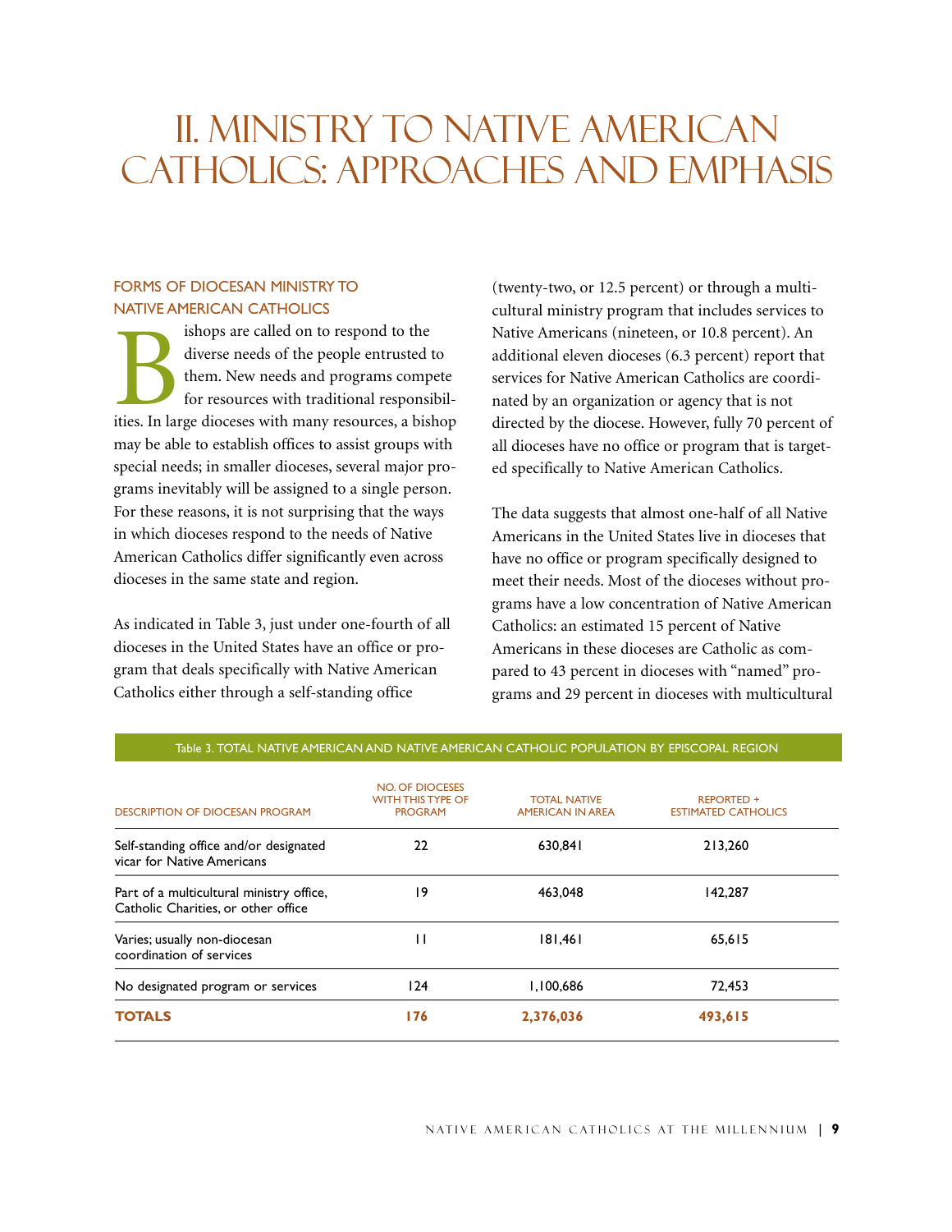# II. Ministry to Native American Catholics: Approaches and Emphasis

## FORMS OF DIOCESAN MINISTRY TO NATIVE AMERICAN CATHOLICS

Bishops are called on to respond to the diverse needs of the people entrusted to them. New needs and programs compete for resources with traditional responsibilities. In large dioceses with many resources, a bishop may be able to establish offices to assist groups with special needs; in smaller dioceses, several major programs inevitably will be assigned to a single person. For these reasons, it is not surprising that the ways in which dioceses respond to the needs of Native American Catholics differ significantly even across dioceses in the same state and region.

As indicated in Table 3, just under one-fourth of all dioceses in the United States have an office or program that deals specifically with Native American Catholics either through a self-standing office (twenty-two, or 12.5 percent) or through a multicultural ministry program that includes services to Native Americans (nineteen, or 10.8 percent). An additional eleven dioceses (6.3 percent) report that services for Native American Catholics are coordinated by an organization or agency that is not directed by the diocese. However, fully 70 percent of all dioceses have no office or program that is targeted specifically to Native American Catholics.

The data suggests that almost one-half of all Native Americans in the United States live in dioceses that have no office or program specifically designed to meet their needs. Most of the dioceses without programs have a low concentration of Native American Catholics: an estimated 15 percent of Native Americans in these dioceses are Catholic as compared to 43 percent in dioceses with "named" programs and 29 percent in dioceses with multicultural

Table 3. TOTAL NATIVE AMERICAN AND NATIVE AMERICAN CATHOLIC POPULATION BY EPISCOPAL REGION

| DESCRIPTION OF DIOCESAN PROGRAM | NO. OF DIOCESES WITH THIS TYPE OF PROGRAM | TOTAL NATIVE AMERICAN IN AREA | REPORTED + ESTIMATED CATHOLICS |
|---|---|---|---|
| Self-standing office and/or designated vicar for Native Americans | 22 | 630,841 | 213,260 |
| Part of a multicultural ministry office, Catholic Charities, or other office | 19 | 463,048 | 142,287 |
| Varies; usually non-diocesan coordination of services | 11 | 181,461 | 65,615 |
| No designated program or services | 124 | 1,100,686 | 72,453 |
| **TOTALS** | **176** | **2,376,036** | **493,615** |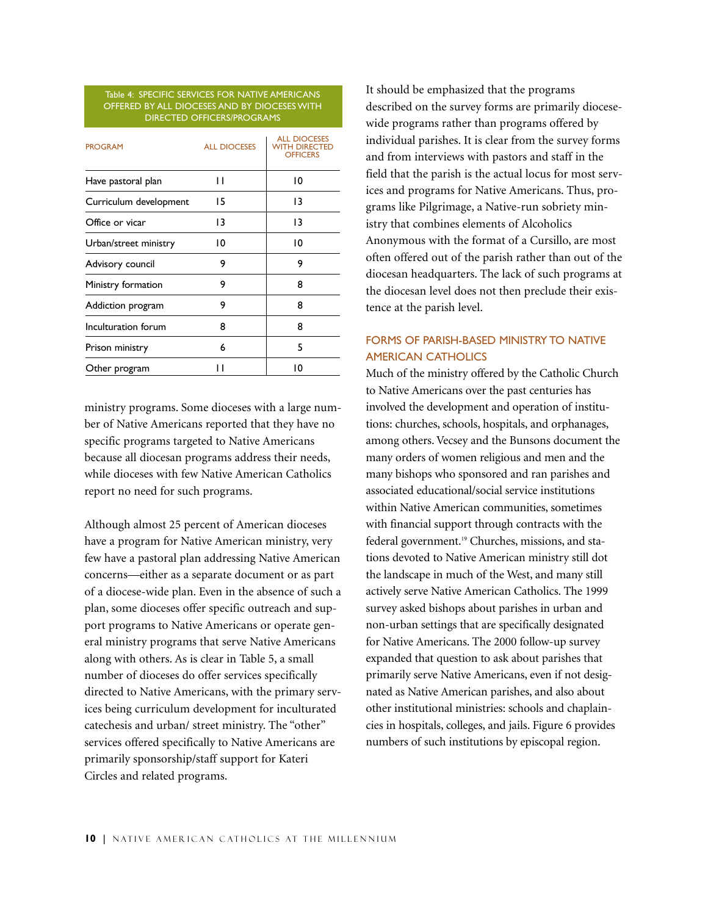Table 4: SPECIFIC SERVICES FOR NATIVE AMERICANS OFFERED BY ALL DIOCESES AND BY DIOCESES WITH DIRECTED OFFICERS/PROGRAMS

| PROGRAM | ALL DIOCESES | ALL DIOCESES WITH DIRECTED OFFICERS |
|---|---|---|
| Have pastoral plan | 11 | 10 |
| Curriculum development | 15 | 13 |
| Office or vicar | 13 | 13 |
| Urban/street ministry | 10 | 10 |
| Advisory council | 9 | 9 |
| Ministry formation | 9 | 8 |
| Addiction program | 9 | 8 |
| Inculturation forum | 8 | 8 |
| Prison ministry | 6 | 5 |
| Other program | 11 | 10 |

ministry programs. Some dioceses with a large number of Native Americans reported that they have no specific programs targeted to Native Americans because all diocesan programs address their needs, while dioceses with few Native American Catholics report no need for such programs.

Although almost 25 percent of American dioceses have a program for Native American ministry, very few have a pastoral plan addressing Native American concerns—either as a separate document or as part of a diocese-wide plan. Even in the absence of such a plan, some dioceses offer specific outreach and support programs to Native Americans or operate general ministry programs that serve Native Americans along with others. As is clear in Table 5, a small number of dioceses do offer services specifically directed to Native Americans, with the primary services being curriculum development for inculturated catechesis and urban/ street ministry. The "other" services offered specifically to Native Americans are primarily sponsorship/staff support for Kateri Circles and related programs.

It should be emphasized that the programs described on the survey forms are primarily diocese-wide programs rather than programs offered by individual parishes. It is clear from the survey forms and from interviews with pastors and staff in the field that the parish is the actual locus for most services and programs for Native Americans. Thus, programs like Pilgrimage, a Native-run sobriety ministry that combines elements of Alcoholics Anonymous with the format of a Cursillo, are most often offered out of the parish rather than out of the diocesan headquarters. The lack of such programs at the diocesan level does not then preclude their existence at the parish level.

## FORMS OF PARISH-BASED MINISTRY TO NATIVE AMERICAN CATHOLICS

Much of the ministry offered by the Catholic Church to Native Americans over the past centuries has involved the development and operation of institutions: churches, schools, hospitals, and orphanages, among others. Vecsey and the Bunsons document the many orders of women religious and men and the many bishops who sponsored and ran parishes and associated educational/social service institutions within Native American communities, sometimes with financial support through contracts with the federal government.[19] Churches, missions, and stations devoted to Native American ministry still dot the landscape in much of the West, and many still actively serve Native American Catholics. The 1999 survey asked bishops about parishes in urban and non-urban settings that are specifically designated for Native Americans. The 2000 follow-up survey expanded that question to ask about parishes that primarily serve Native Americans, even if not designated as Native American parishes, and also about other institutional ministries: schools and chaplaincies in hospitals, colleges, and jails. Figure 6 provides numbers of such institutions by episcopal region.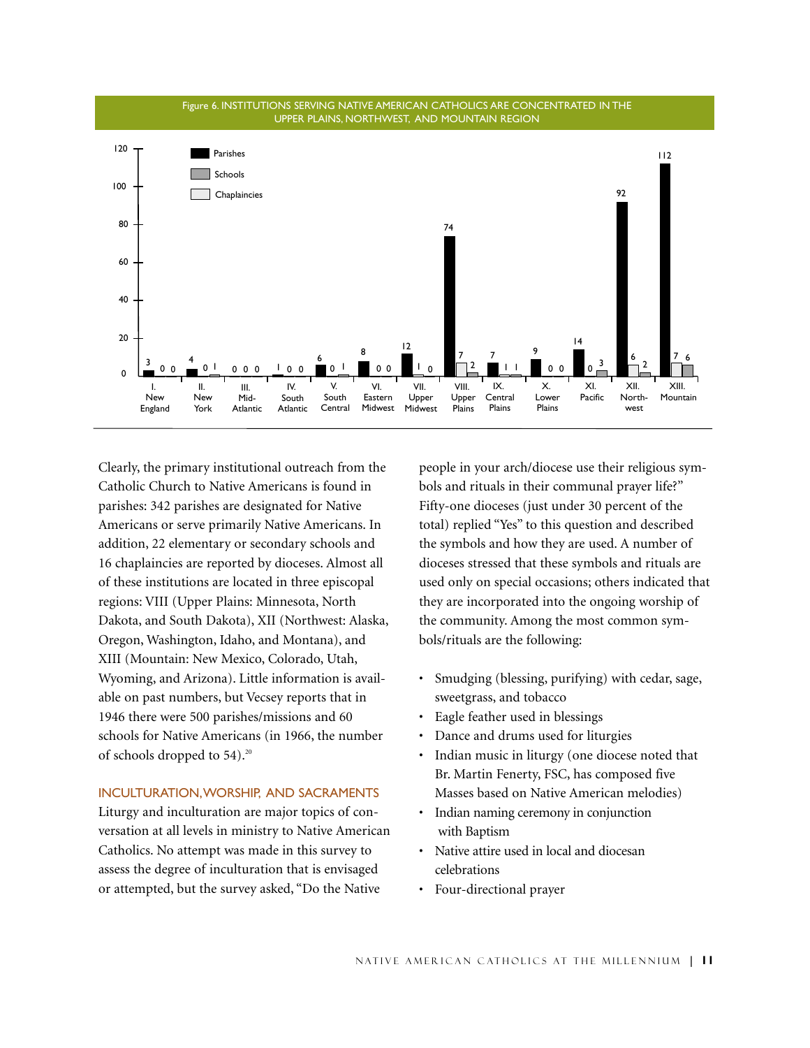Figure 6. INSTITUTIONS SERVING NATIVE AMERICAN CATHOLICS ARE CONCENTRATED IN THE UPPER PLAINS, NORTHWEST, AND MOUNTAIN REGION

| Region | Parishes | Schools | Chaplaincies |
|---|---|---|---|
| I. New England | 3 | 0 | 0 |
| II. New York | 4 | 1 | 0 |
| III. Mid-Atlantic | 0 | 0 | 0 |
| IV. South Atlantic | 1 | 0 | 0 |
| V. South Central | 6 | 1 | 0 |
| VI. Eastern Midwest | 8 | 0 | 0 |
| VII. Upper Midwest | 12 | 0 | 1 |
| VIII. Upper Plains | 74 | 2 | 7 |
| IX. Central Plains | 7 | 1 | 1 |
| X. Lower Plains | 9 | 0 | 0 |
| XI. Pacific | 14 | 3 | 0 |
| XII. Northwest | 92 | 2 | 6 |
| XIII. Mountain | 112 | 6 | 7 |

Clearly, the primary institutional outreach from the Catholic Church to Native Americans is found in parishes: 342 parishes are designated for Native Americans or serve primarily Native Americans. In addition, 22 elementary or secondary schools and 16 chaplaincies are reported by dioceses. Almost all of these institutions are located in three episcopal regions: VIII (Upper Plains: Minnesota, North Dakota, and South Dakota), XII (Northwest: Alaska, Oregon, Washington, Idaho, and Montana), and XIII (Mountain: New Mexico, Colorado, Utah, Wyoming, and Arizona). Little information is available on past numbers, but Vecsey reports that in 1946 there were 500 parishes/missions and 60 schools for Native Americans (in 1966, the number of schools dropped to 54).[20]

## INCULTURATION, WORSHIP, AND SACRAMENTS

Liturgy and inculturation are major topics of conversation at all levels in ministry to Native American Catholics. No attempt was made in this survey to assess the degree of inculturation that is envisaged or attempted, but the survey asked, "Do the Native people in your arch/diocese use their religious symbols and rituals in their communal prayer life?" Fifty-one dioceses (just under 30 percent of the total) replied "Yes" to this question and described the symbols and how they are used. A number of dioceses stressed that these symbols and rituals are used only on special occasions; others indicated that they are incorporated into the ongoing worship of the community. Among the most common symbols/rituals are the following:

- Smudging (blessing, purifying) with cedar, sage, sweetgrass, and tobacco
- Eagle feather used in blessings
- Dance and drums used for liturgies
- Indian music in liturgy (one diocese noted that Br. Martin Fenerty, FSC, has composed five Masses based on Native American melodies)
- Indian naming ceremony in conjunction with Baptism
- Native attire used in local and diocesan celebrations
- Four-directional prayer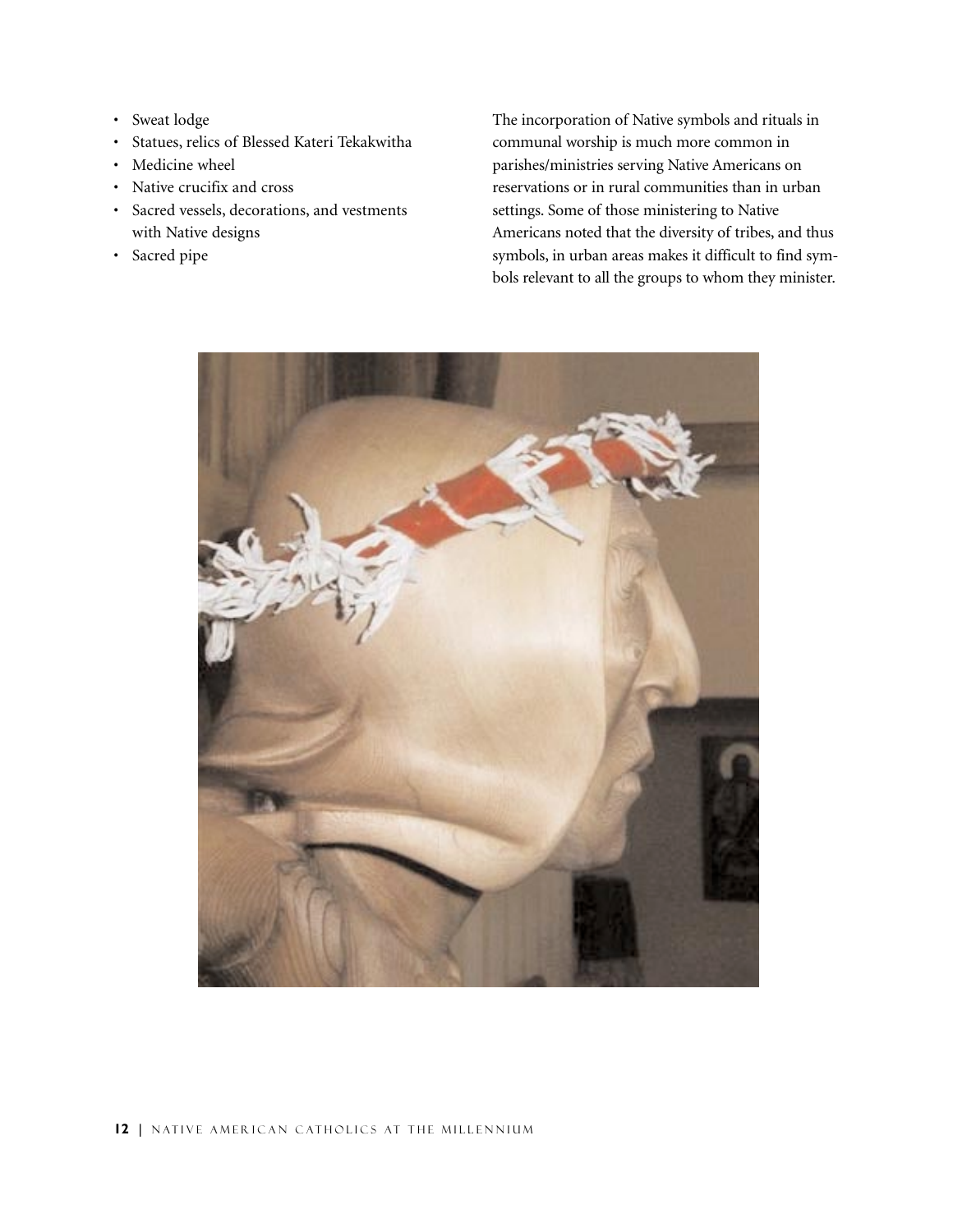- Sweat lodge
- Statues, relics of Blessed Kateri Tekakwitha
- Medicine wheel
- Native crucifix and cross
- Sacred vessels, decorations, and vestments with Native designs
- Sacred pipe

The incorporation of Native symbols and rituals in communal worship is much more common in parishes/ministries serving Native Americans on reservations or in rural communities than in urban settings. Some of those ministering to Native Americans noted that the diversity of tribes, and thus symbols, in urban areas makes it difficult to find symbols relevant to all the groups to whom they minister.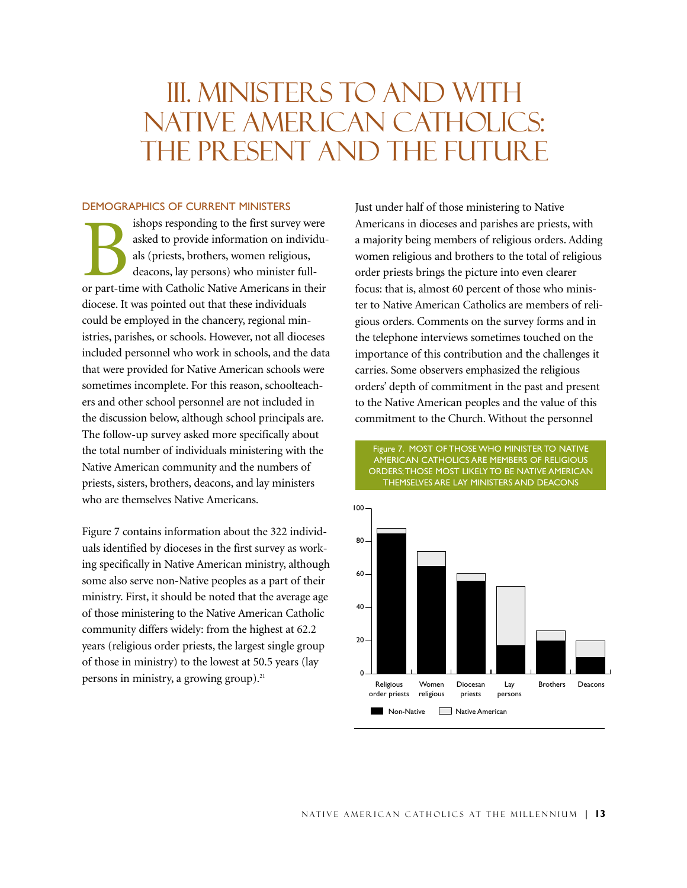# III. Ministers to and with Native American Catholics: The Present and the Future

## DEMOGRAPHICS OF CURRENT MINISTERS

Bishops responding to the first survey were asked to provide information on individuals (priests, brothers, women religious, deacons, lay persons) who minister full- or part-time with Catholic Native Americans in their diocese. It was pointed out that these individuals could be employed in the chancery, regional ministries, parishes, or schools. However, not all dioceses included personnel who work in schools, and the data that were provided for Native American schools were sometimes incomplete. For this reason, schoolteachers and other school personnel are not included in the discussion below, although school principals are. The follow-up survey asked more specifically about the total number of individuals ministering with the Native American community and the numbers of priests, sisters, brothers, deacons, and lay ministers who are themselves Native Americans.

Figure 7 contains information about the 322 individuals identified by dioceses in the first survey as working specifically in Native American ministry, although some also serve non-Native peoples as a part of their ministry. First, it should be noted that the average age of those ministering to the Native American Catholic community differs widely: from the highest at 62.2 years (religious order priests, the largest single group of those in ministry) to the lowest at 50.5 years (lay persons in ministry, a growing group).[21]

Just under half of those ministering to Native Americans in dioceses and parishes are priests, with a majority being members of religious orders. Adding women religious and brothers to the total of religious order priests brings the picture into even clearer focus: that is, almost 60 percent of those who minister to Native American Catholics are members of religious orders. Comments on the survey forms and in the telephone interviews sometimes touched on the importance of this contribution and the challenges it carries. Some observers emphasized the religious orders' depth of commitment in the past and present to the Native American peoples and the value of this commitment to the Church. Without the personnel

Figure 7. MOST OF THOSE WHO MINISTER TO NATIVE AMERICAN CATHOLICS ARE MEMBERS OF RELIGIOUS ORDERS; THOSE MOST LIKELY TO BE NATIVE AMERICAN THEMSELVES ARE LAY MINISTERS AND DEACONS

| | Religious order priests | Women religious | Diocesan priests | Lay persons | Brothers | Deacons |
|---|---|---|---|---|---|---|
| Non-Native | 85 | 65 | 56 | 17 | 20 | 10 |
| Native American | 3 | 9 | 5 | 36 | 6 | 10 |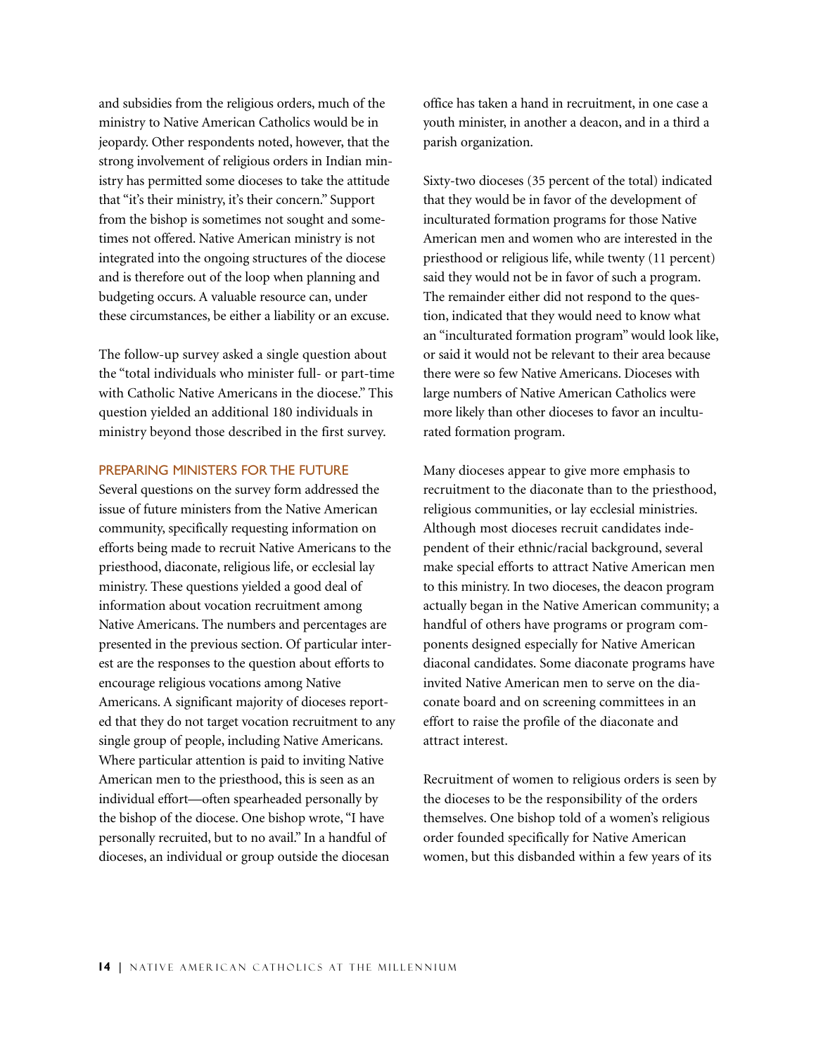and subsidies from the religious orders, much of the ministry to Native American Catholics would be in jeopardy. Other respondents noted, however, that the strong involvement of religious orders in Indian ministry has permitted some dioceses to take the attitude that "it's their ministry, it's their concern." Support from the bishop is sometimes not sought and sometimes not offered. Native American ministry is not integrated into the ongoing structures of the diocese and is therefore out of the loop when planning and budgeting occurs. A valuable resource can, under these circumstances, be either a liability or an excuse.

The follow-up survey asked a single question about the "total individuals who minister full- or part-time with Catholic Native Americans in the diocese." This question yielded an additional 180 individuals in ministry beyond those described in the first survey.

## PREPARING MINISTERS FOR THE FUTURE

Several questions on the survey form addressed the issue of future ministers from the Native American community, specifically requesting information on efforts being made to recruit Native Americans to the priesthood, diaconate, religious life, or ecclesial lay ministry. These questions yielded a good deal of information about vocation recruitment among Native Americans. The numbers and percentages are presented in the previous section. Of particular interest are the responses to the question about efforts to encourage religious vocations among Native Americans. A significant majority of dioceses reported that they do not target vocation recruitment to any single group of people, including Native Americans. Where particular attention is paid to inviting Native American men to the priesthood, this is seen as an individual effort—often spearheaded personally by the bishop of the diocese. One bishop wrote, "I have personally recruited, but to no avail." In a handful of dioceses, an individual or group outside the diocesan office has taken a hand in recruitment, in one case a youth minister, in another a deacon, and in a third a parish organization.

Sixty-two dioceses (35 percent of the total) indicated that they would be in favor of the development of inculturated formation programs for those Native American men and women who are interested in the priesthood or religious life, while twenty (11 percent) said they would not be in favor of such a program. The remainder either did not respond to the question, indicated that they would need to know what an "inculturated formation program" would look like, or said it would not be relevant to their area because there were so few Native Americans. Dioceses with large numbers of Native American Catholics were more likely than other dioceses to favor an inculturated formation program.

Many dioceses appear to give more emphasis to recruitment to the diaconate than to the priesthood, religious communities, or lay ecclesial ministries. Although most dioceses recruit candidates independent of their ethnic/racial background, several make special efforts to attract Native American men to this ministry. In two dioceses, the deacon program actually began in the Native American community; a handful of others have programs or program components designed especially for Native American diaconal candidates. Some diaconate programs have invited Native American men to serve on the diaconate board and on screening committees in an effort to raise the profile of the diaconate and attract interest.

Recruitment of women to religious orders is seen by the dioceses to be the responsibility of the orders themselves. One bishop told of a women's religious order founded specifically for Native American women, but this disbanded within a few years of its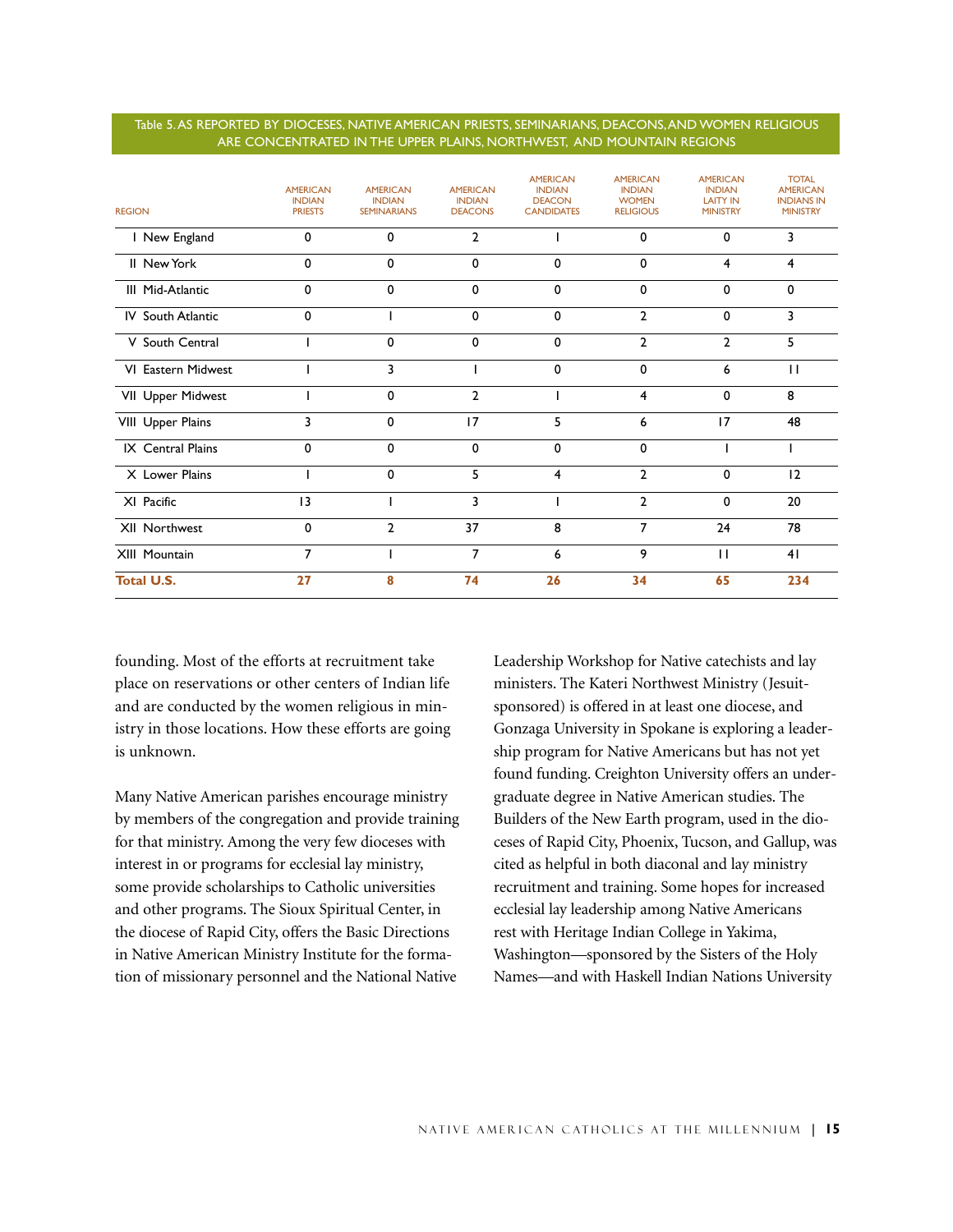Table 5. AS REPORTED BY DIOCESES, NATIVE AMERICAN PRIESTS, SEMINARIANS, DEACONS, AND WOMEN RELIGIOUS ARE CONCENTRATED IN THE UPPER PLAINS, NORTHWEST, AND MOUNTAIN REGIONS

| REGION | AMERICAN INDIAN PRIESTS | AMERICAN INDIAN SEMINARIANS | AMERICAN INDIAN DEACONS | AMERICAN INDIAN DEACON CANDIDATES | AMERICAN INDIAN WOMEN RELIGIOUS | AMERICAN INDIAN LAITY IN MINISTRY | TOTAL AMERICAN INDIANS IN MINISTRY |
|---|---|---|---|---|---|---|---|
| I New England | 0 | 0 | 2 | 1 | 0 | 0 | 3 |
| II New York | 0 | 0 | 0 | 0 | 0 | 4 | 4 |
| III Mid-Atlantic | 0 | 0 | 0 | 0 | 0 | 0 | 0 |
| IV South Atlantic | 0 | 1 | 0 | 0 | 2 | 0 | 3 |
| V South Central | 1 | 0 | 0 | 0 | 2 | 2 | 5 |
| VI Eastern Midwest | 1 | 3 | 1 | 0 | 0 | 6 | 11 |
| VII Upper Midwest | 1 | 0 | 2 | 1 | 4 | 0 | 8 |
| VIII Upper Plains | 3 | 0 | 17 | 5 | 6 | 17 | 48 |
| IX Central Plains | 0 | 0 | 0 | 0 | 0 | 1 | 1 |
| X Lower Plains | 1 | 0 | 5 | 4 | 2 | 0 | 12 |
| XI Pacific | 13 | 1 | 3 | 1 | 2 | 0 | 20 |
| XII Northwest | 0 | 2 | 37 | 8 | 7 | 24 | 78 |
| XIII Mountain | 7 | 1 | 7 | 6 | 9 | 11 | 41 |
| **Total U.S.** | **27** | **8** | **74** | **26** | **34** | **65** | **234** |

founding. Most of the efforts at recruitment take place on reservations or other centers of Indian life and are conducted by the women religious in ministry in those locations. How these efforts are going is unknown.

Many Native American parishes encourage ministry by members of the congregation and provide training for that ministry. Among the very few dioceses with interest in or programs for ecclesial lay ministry, some provide scholarships to Catholic universities and other programs. The Sioux Spiritual Center, in the diocese of Rapid City, offers the Basic Directions in Native American Ministry Institute for the formation of missionary personnel and the National Native Leadership Workshop for Native catechists and lay ministers. The Kateri Northwest Ministry (Jesuit-sponsored) is offered in at least one diocese, and Gonzaga University in Spokane is exploring a leadership program for Native Americans but has not yet found funding. Creighton University offers an undergraduate degree in Native American studies. The Builders of the New Earth program, used in the dioceses of Rapid City, Phoenix, Tucson, and Gallup, was cited as helpful in both diaconal and lay ministry recruitment and training. Some hopes for increased ecclesial lay leadership among Native Americans rest with Heritage Indian College in Yakima, Washington—sponsored by the Sisters of the Holy Names—and with Haskell Indian Nations University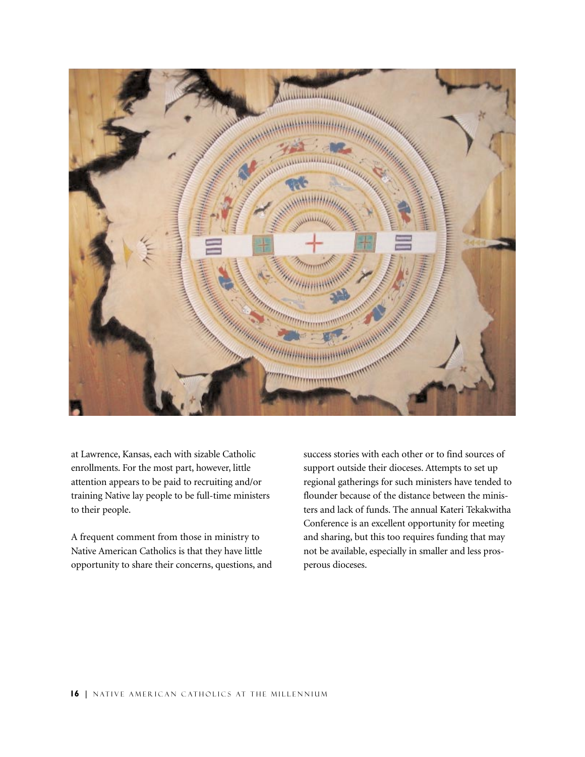at Lawrence, Kansas, each with sizable Catholic enrollments. For the most part, however, little attention appears to be paid to recruiting and/or training Native lay people to be full-time ministers to their people.

A frequent comment from those in ministry to Native American Catholics is that they have little opportunity to share their concerns, questions, and success stories with each other or to find sources of support outside their dioceses. Attempts to set up regional gatherings for such ministers have tended to flounder because of the distance between the ministers and lack of funds. The annual Kateri Tekakwitha Conference is an excellent opportunity for meeting and sharing, but this too requires funding that may not be available, especially in smaller and less prosperous dioceses.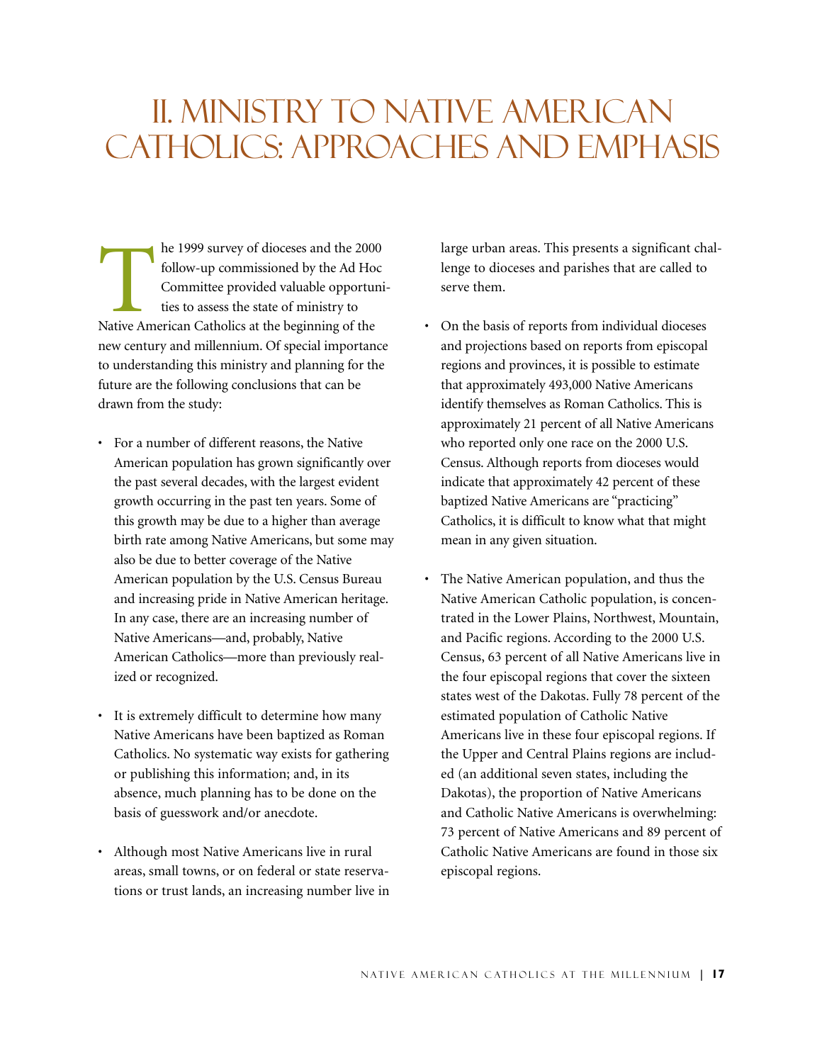# II. Ministry to Native American Catholics: Approaches and Emphasis

The 1999 survey of dioceses and the 2000 follow-up commissioned by the Ad Hoc Committee provided valuable opportunities to assess the state of ministry to Native American Catholics at the beginning of the new century and millennium. Of special importance to understanding this ministry and planning for the future are the following conclusions that can be drawn from the study:

- For a number of different reasons, the Native American population has grown significantly over the past several decades, with the largest evident growth occurring in the past ten years. Some of this growth may be due to a higher than average birth rate among Native Americans, but some may also be due to better coverage of the Native American population by the U.S. Census Bureau and increasing pride in Native American heritage. In any case, there are an increasing number of Native Americans—and, probably, Native American Catholics—more than previously realized or recognized.

- It is extremely difficult to determine how many Native Americans have been baptized as Roman Catholics. No systematic way exists for gathering or publishing this information; and, in its absence, much planning has to be done on the basis of guesswork and/or anecdote.

- Although most Native Americans live in rural areas, small towns, or on federal or state reservations or trust lands, an increasing number live in large urban areas. This presents a significant challenge to dioceses and parishes that are called to serve them.

- On the basis of reports from individual dioceses and projections based on reports from episcopal regions and provinces, it is possible to estimate that approximately 493,000 Native Americans identify themselves as Roman Catholics. This is approximately 21 percent of all Native Americans who reported only one race on the 2000 U.S. Census. Although reports from dioceses would indicate that approximately 42 percent of these baptized Native Americans are "practicing" Catholics, it is difficult to know what that might mean in any given situation.

- The Native American population, and thus the Native American Catholic population, is concentrated in the Lower Plains, Northwest, Mountain, and Pacific regions. According to the 2000 U.S. Census, 63 percent of all Native Americans live in the four episcopal regions that cover the sixteen states west of the Dakotas. Fully 78 percent of the estimated population of Catholic Native Americans live in these four episcopal regions. If the Upper and Central Plains regions are included (an additional seven states, including the Dakotas), the proportion of Native Americans and Catholic Native Americans is overwhelming: 73 percent of Native Americans and 89 percent of Catholic Native Americans are found in those six episcopal regions.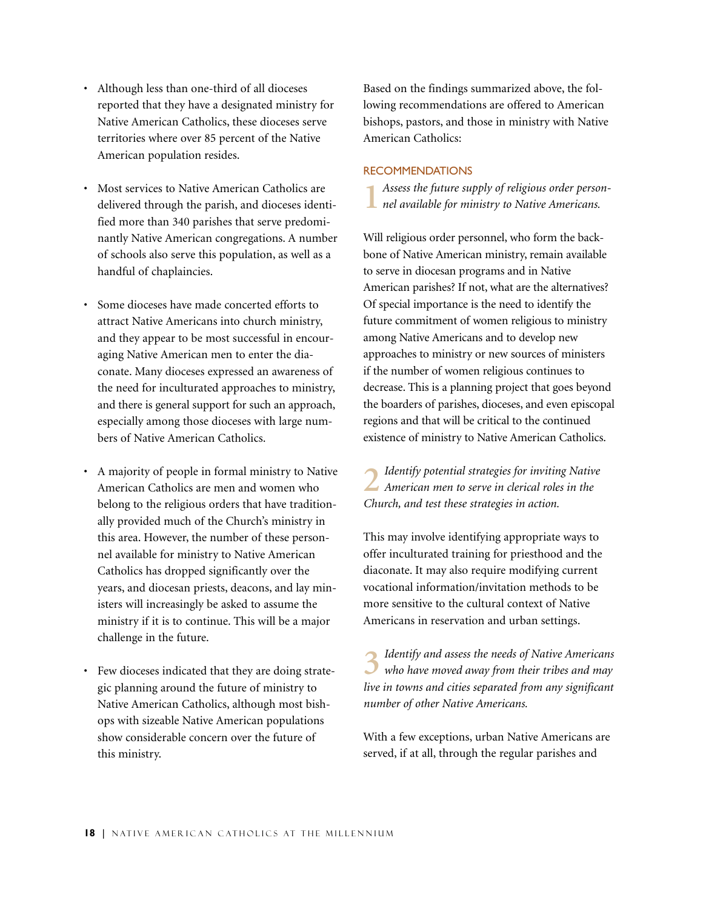- Although less than one-third of all dioceses reported that they have a designated ministry for Native American Catholics, these dioceses serve territories where over 85 percent of the Native American population resides.

- Most services to Native American Catholics are delivered through the parish, and dioceses identified more than 340 parishes that serve predominantly Native American congregations. A number of schools also serve this population, as well as a handful of chaplaincies.

- Some dioceses have made concerted efforts to attract Native Americans into church ministry, and they appear to be most successful in encouraging Native American men to enter the diaconate. Many dioceses expressed an awareness of the need for inculturated approaches to ministry, and there is general support for such an approach, especially among those dioceses with large numbers of Native American Catholics.

- A majority of people in formal ministry to Native American Catholics are men and women who belong to the religious orders that have traditionally provided much of the Church's ministry in this area. However, the number of these personnel available for ministry to Native American Catholics has dropped significantly over the years, and diocesan priests, deacons, and lay ministers will increasingly be asked to assume the ministry if it is to continue. This will be a major challenge in the future.

- Few dioceses indicated that they are doing strategic planning around the future of ministry to Native American Catholics, although most bishops with sizeable Native American populations show considerable concern over the future of this ministry.

Based on the findings summarized above, the following recommendations are offered to American bishops, pastors, and those in ministry with Native American Catholics:

## RECOMMENDATIONS

**1** *Assess the future supply of religious order personnel available for ministry to Native Americans.*

Will religious order personnel, who form the backbone of Native American ministry, remain available to serve in diocesan programs and in Native American parishes? If not, what are the alternatives? Of special importance is the need to identify the future commitment of women religious to ministry among Native Americans and to develop new approaches to ministry or new sources of ministers if the number of women religious continues to decrease. This is a planning project that goes beyond the boarders of parishes, dioceses, and even episcopal regions and that will be critical to the continued existence of ministry to Native American Catholics.

**2** *Identify potential strategies for inviting Native American men to serve in clerical roles in the Church, and test these strategies in action.*

This may involve identifying appropriate ways to offer inculturated training for priesthood and the diaconate. It may also require modifying current vocational information/invitation methods to be more sensitive to the cultural context of Native Americans in reservation and urban settings.

**3** *Identify and assess the needs of Native Americans who have moved away from their tribes and may live in towns and cities separated from any significant number of other Native Americans.*

With a few exceptions, urban Native Americans are served, if at all, through the regular parishes and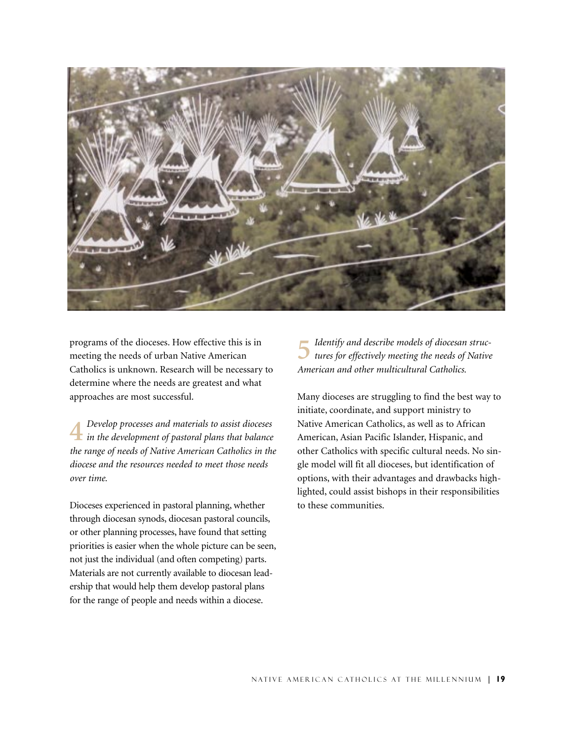programs of the dioceses. How effective this is in meeting the needs of urban Native American Catholics is unknown. Research will be necessary to determine where the needs are greatest and what approaches are most successful.

**4** *Develop processes and materials to assist dioceses in the development of pastoral plans that balance the range of needs of Native American Catholics in the diocese and the resources needed to meet those needs over time.*

Dioceses experienced in pastoral planning, whether through diocesan synods, diocesan pastoral councils, or other planning processes, have found that setting priorities is easier when the whole picture can be seen, not just the individual (and often competing) parts. Materials are not currently available to diocesan leadership that would help them develop pastoral plans for the range of people and needs within a diocese.

**5** *Identify and describe models of diocesan structures for effectively meeting the needs of Native American and other multicultural Catholics.*

Many dioceses are struggling to find the best way to initiate, coordinate, and support ministry to Native American Catholics, as well as to African American, Asian Pacific Islander, Hispanic, and other Catholics with specific cultural needs. No single model will fit all dioceses, but identification of options, with their advantages and drawbacks highlighted, could assist bishops in their responsibilities to these communities.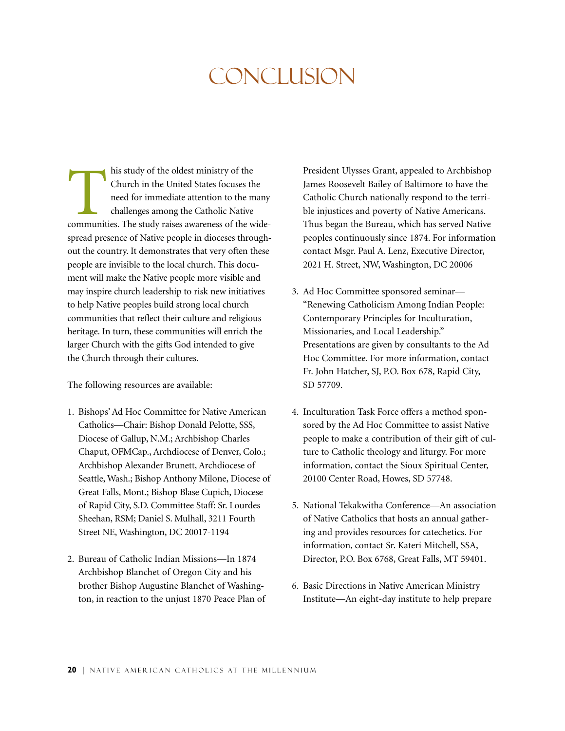# Conclusion

This study of the oldest ministry of the Church in the United States focuses the need for immediate attention to the many challenges among the Catholic Native communities. The study raises awareness of the widespread presence of Native people in dioceses throughout the country. It demonstrates that very often these people are invisible to the local church. This document will make the Native people more visible and may inspire church leadership to risk new initiatives to help Native peoples build strong local church communities that reflect their culture and religious heritage. In turn, these communities will enrich the larger Church with the gifts God intended to give the Church through their cultures.

The following resources are available:

1. Bishops' Ad Hoc Committee for Native American Catholics—Chair: Bishop Donald Pelotte, SSS, Diocese of Gallup, N.M.; Archbishop Charles Chaput, OFMCap., Archdiocese of Denver, Colo.; Archbishop Alexander Brunett, Archdiocese of Seattle, Wash.; Bishop Anthony Milone, Diocese of Great Falls, Mont.; Bishop Blase Cupich, Diocese of Rapid City, S.D. Committee Staff: Sr. Lourdes Sheehan, RSM; Daniel S. Mulhall, 3211 Fourth Street NE, Washington, DC 20017-1194

2. Bureau of Catholic Indian Missions—In 1874 Archbishop Blanchet of Oregon City and his brother Bishop Augustine Blanchet of Washington, in reaction to the unjust 1870 Peace Plan of President Ulysses Grant, appealed to Archbishop James Roosevelt Bailey of Baltimore to have the Catholic Church nationally respond to the terrible injustices and poverty of Native Americans. Thus began the Bureau, which has served Native peoples continuously since 1874. For information contact Msgr. Paul A. Lenz, Executive Director, 2021 H. Street, NW, Washington, DC 20006

3. Ad Hoc Committee sponsored seminar—"Renewing Catholicism Among Indian People: Contemporary Principles for Inculturation, Missionaries, and Local Leadership." Presentations are given by consultants to the Ad Hoc Committee. For more information, contact Fr. John Hatcher, SJ, P.O. Box 678, Rapid City, SD 57709.

4. Inculturation Task Force offers a method sponsored by the Ad Hoc Committee to assist Native people to make a contribution of their gift of culture to Catholic theology and liturgy. For more information, contact the Sioux Spiritual Center, 20100 Center Road, Howes, SD 57748.

5. National Tekakwitha Conference—An association of Native Catholics that hosts an annual gathering and provides resources for catechetics. For information, contact Sr. Kateri Mitchell, SSA, Director, P.O. Box 6768, Great Falls, MT 59401.

6. Basic Directions in Native American Ministry Institute—An eight-day institute to help prepare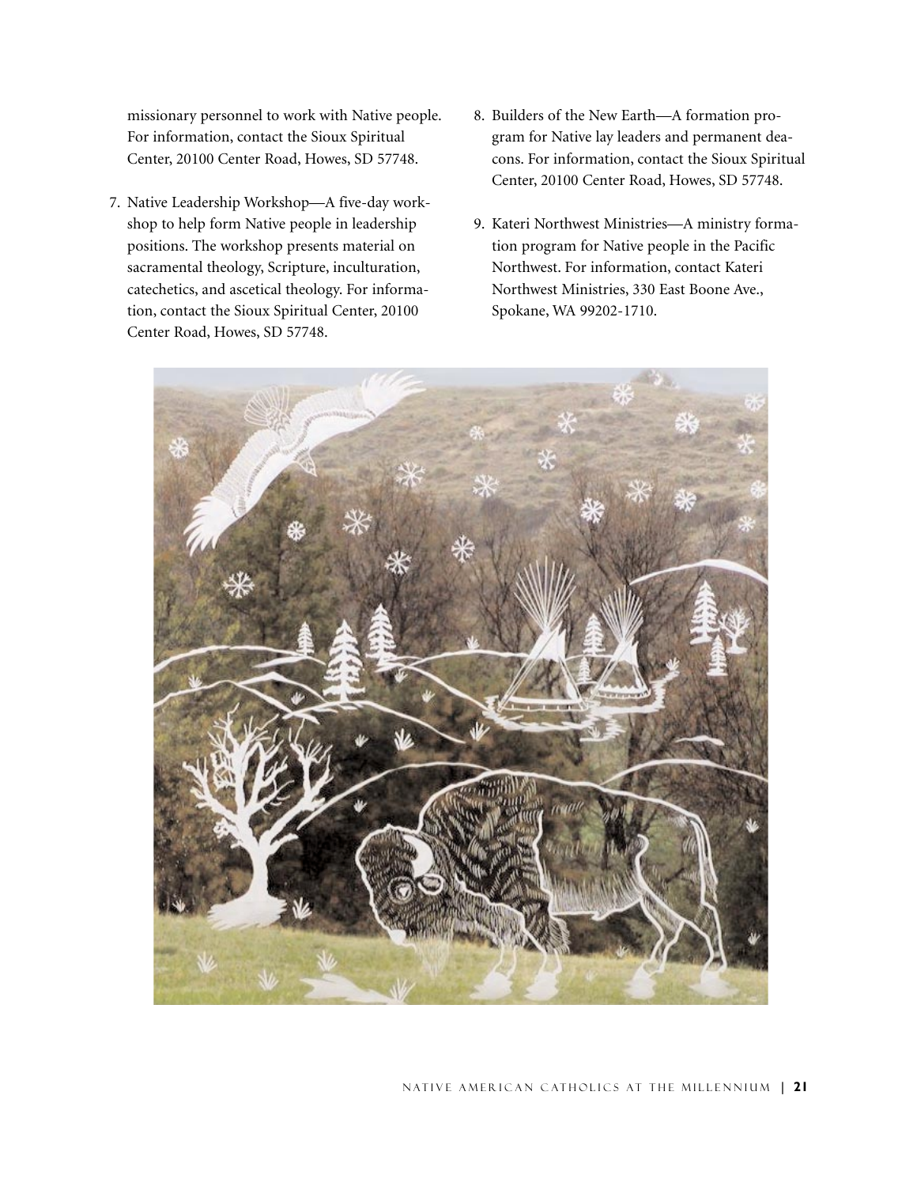missionary personnel to work with Native people. For information, contact the Sioux Spiritual Center, 20100 Center Road, Howes, SD 57748.

7. Native Leadership Workshop—A five-day workshop to help form Native people in leadership positions. The workshop presents material on sacramental theology, Scripture, inculturation, catechetics, and ascetical theology. For information, contact the Sioux Spiritual Center, 20100 Center Road, Howes, SD 57748.

8. Builders of the New Earth—A formation program for Native lay leaders and permanent deacons. For information, contact the Sioux Spiritual Center, 20100 Center Road, Howes, SD 57748.

9. Kateri Northwest Ministries—A ministry formation program for Native people in the Pacific Northwest. For information, contact Kateri Northwest Ministries, 330 East Boone Ave., Spokane, WA 99202-1710.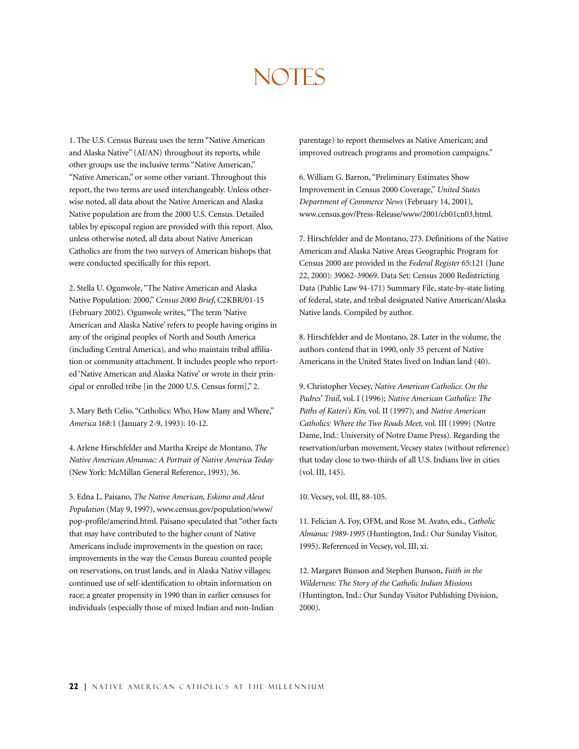# NOTES

1. The U.S. Census Bureau uses the term "Native American and Alaska Native" (AI/AN) throughout its reports, while other groups use the inclusive terms "Native American," "Native American," or some other variant. Throughout this report, the two terms are used interchangeably. Unless otherwise noted, all data about the Native American and Alaska Native population are from the 2000 U.S. Census. Detailed tables by episcopal region are provided with this report. Also, unless otherwise noted, all data about Native American Catholics are from the two surveys of American bishops that were conducted specifically for this report.

2. Stella U. Ogunwole, "The Native American and Alaska Native Population: 2000," *Census 2000 Brief*, C2KBR/01-15 (February 2002). Ogunwole writes, "The term 'Native American and Alaska Native' refers to people having origins in any of the original peoples of North and South America (including Central America), and who maintain tribal affiliation or community attachment. It includes people who reported 'Native American and Alaska Native' or wrote in their principal or enrolled tribe [in the 2000 U.S. Census form]," 2.

3. Mary Beth Celio, "Catholics: Who, How Many and Where," *America* 168:1 (January 2-9, 1993): 10-12.

4. Arlene Hirschfelder and Martha Kreipe de Montano, *The Native American Almanac: A Portrait of Native America Today* (New York: McMillan General Reference, 1993), 36.

5. Edna L. Paisano, *The Native American, Eskimo and Aleut Population* (May 9, 1997), www.census.gov/population/www/pop-profile/amerind.html. Paisano speculated that "other facts that may have contributed to the higher count of Native Americans include improvements in the question on race; improvements in the way the Census Bureau counted people on reservations, on trust lands, and in Alaska Native villages; continued use of self-identification to obtain information on race; a greater propensity in 1990 than in earlier censuses for individuals (especially those of mixed Indian and non-Indian parentage) to report themselves as Native American; and improved outreach programs and promotion campaigns."

6. William G. Barron, "Preliminary Estimates Show Improvement in Census 2000 Coverage," *United States Department of Commerce News* (February 14, 2001), www.census.gov/Press-Release/www/2001/cb01cn03.html.

7. Hirschfelder and de Montano, 273. Definitions of the Native American and Alaska Native Areas Geographic Program for Census 2000 are provided in the *Federal Register* 65:121 (June 22, 2000): 39062-39069. Data Set: Census 2000 Redistricting Data (Public Law 94-171) Summary File, state-by-state listing of federal, state, and tribal designated Native American/Alaska Native lands. Compiled by author.

8. Hirschfelder and de Montano, 28. Later in the volume, the authors contend that in 1990, only 35 percent of Native Americans in the United States lived on Indian land (40).

9. Christopher Vecsey, *Native American Catholics: On the Padres' Trail*, vol. I (1996); *Native American Catholics: The Paths of Kateri's Kin*, vol. II (1997); and *Native American Catholics: Where the Two Roads Meet*, vol. III (1999) (Notre Dame, Ind.: University of Notre Dame Press). Regarding the reservation/urban movement, Vecsey states (without reference) that today close to two-thirds of all U.S. Indians live in cities (vol. III, 145).

10. Vecsey, vol. III, 88-105.

11. Felician A. Foy, OFM, and Rose M. Avato, eds., *Catholic Almanac 1989-1995* (Huntington, Ind.: Our Sunday Visitor, 1995). Referenced in Vecsey, vol. III, xi.

12. Margaret Bunson and Stephen Bunson, *Faith in the Wilderness: The Story of the Catholic Indian Missions* (Huntington, Ind.: Our Sunday Visitor Publishing Division, 2000).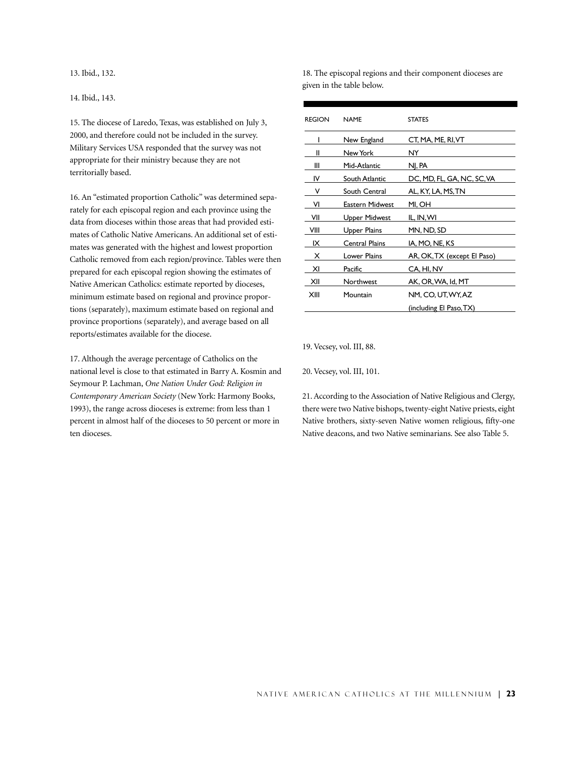13. Ibid., 132.

14. Ibid., 143.

15. The diocese of Laredo, Texas, was established on July 3, 2000, and therefore could not be included in the survey. Military Services USA responded that the survey was not appropriate for their ministry because they are not territorially based.

16. An "estimated proportion Catholic" was determined separately for each episcopal region and each province using the data from dioceses within those areas that had provided estimates of Catholic Native Americans. An additional set of estimates was generated with the highest and lowest proportion Catholic removed from each region/province. Tables were then prepared for each episcopal region showing the estimates of Native American Catholics: estimate reported by dioceses, minimum estimate based on regional and province proportions (separately), maximum estimate based on regional and province proportions (separately), and average based on all reports/estimates available for the diocese.

17. Although the average percentage of Catholics on the national level is close to that estimated in Barry A. Kosmin and Seymour P. Lachman, *One Nation Under God: Religion in Contemporary American Society* (New York: Harmony Books, 1993), the range across dioceses is extreme: from less than 1 percent in almost half of the dioceses to 50 percent or more in ten dioceses.

18. The episcopal regions and their component dioceses are given in the table below.

| REGION | NAME | STATES |
|---|---|---|
| I | New England | CT, MA, ME, RI, VT |
| II | New York | NY |
| III | Mid-Atlantic | NJ, PA |
| IV | South Atlantic | DC, MD, FL, GA, NC, SC, VA |
| V | South Central | AL, KY, LA, MS, TN |
| VI | Eastern Midwest | MI, OH |
| VII | Upper Midwest | IL, IN, WI |
| VIII | Upper Plains | MN, ND, SD |
| IX | Central Plains | IA, MO, NE, KS |
| X | Lower Plains | AR, OK, TX (except El Paso) |
| XI | Pacific | CA, HI, NV |
| XII | Northwest | AK, OR, WA, Id, MT |
| XIII | Mountain | NM, CO, UT, WY, AZ (including El Paso, TX) |

19. Vecsey, vol. III, 88.

20. Vecsey, vol. III, 101.

21. According to the Association of Native Religious and Clergy, there were two Native bishops, twenty-eight Native priests, eight Native brothers, sixty-seven Native women religious, fifty-one Native deacons, and two Native seminarians. See also Table 5.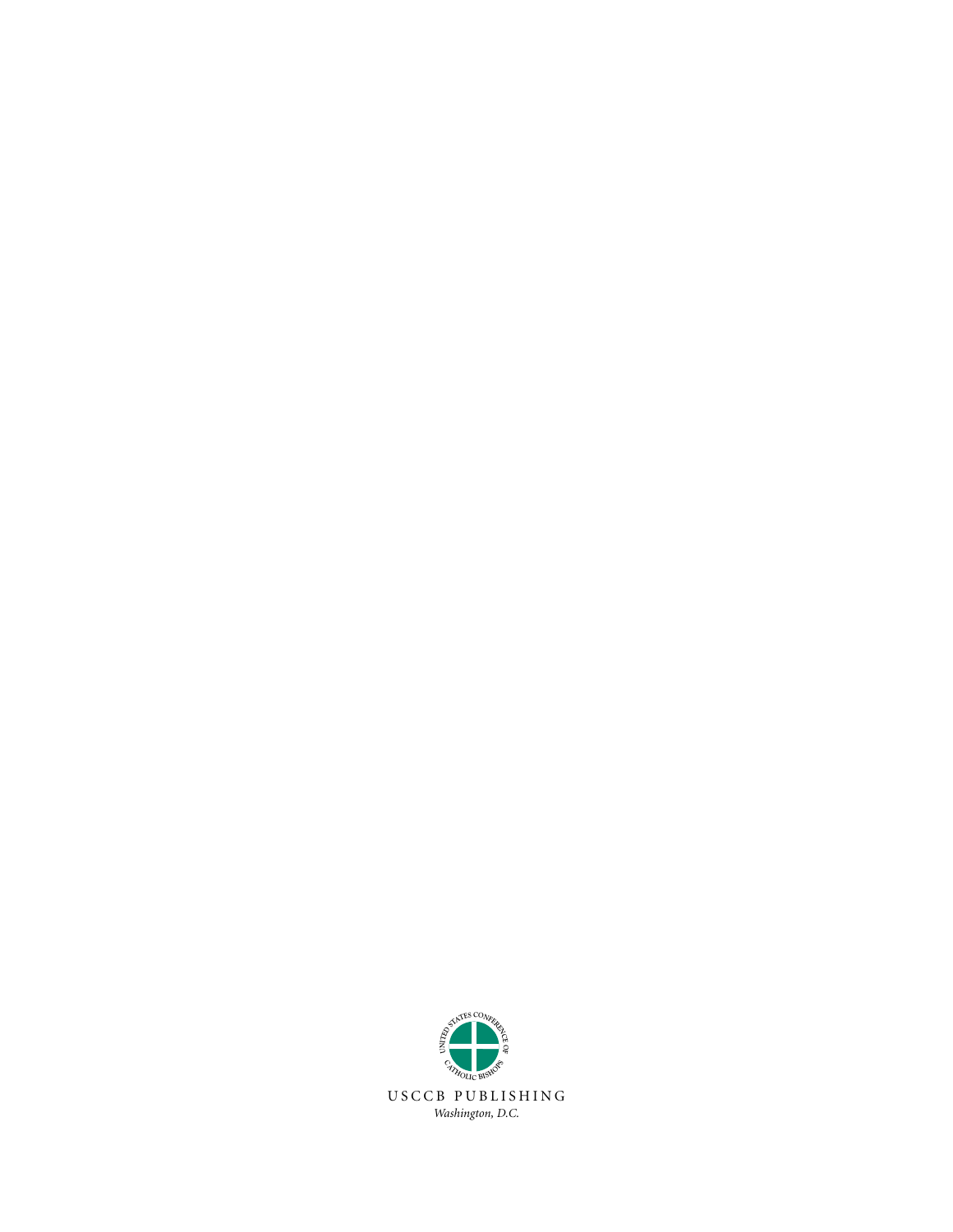UNITED STATES CONFERENCE OF CATHOLIC BISHOPS

USCCB PUBLISHING

*Washington, D.C.*